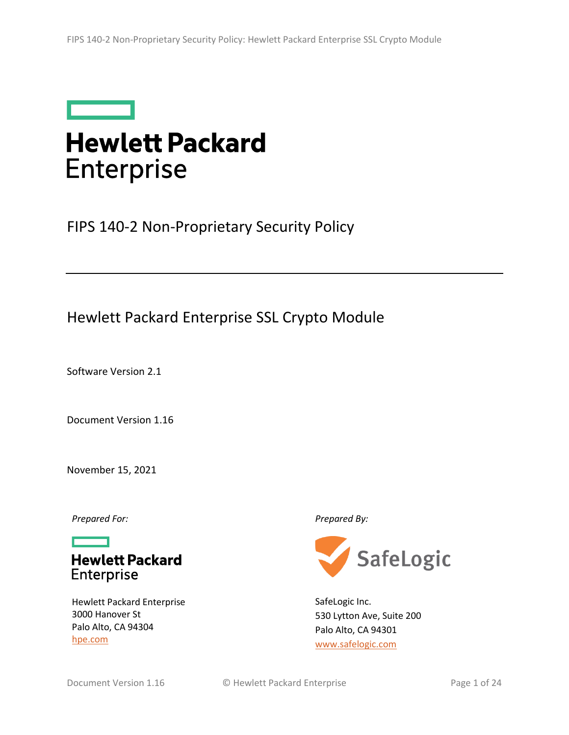# Hewlett Packard Enterprise

## FIPS 140-2 Non-Proprietary Security Policy

## Hewlett Packard Enterprise SSL Crypto Module

Software Version 2.1

Document Version 1.16

November 15, 2021

*Prepared For:*

Hewlett Packard Enterprise

Hewlett Packard Enterprise
3000 Hanover St
Palo Alto, CA 94304
hpe.com

*Prepared By:*

SafeLogic

SafeLogic Inc.
530 Lytton Ave, Suite 200
Palo Alto, CA 94301
www.safelogic.com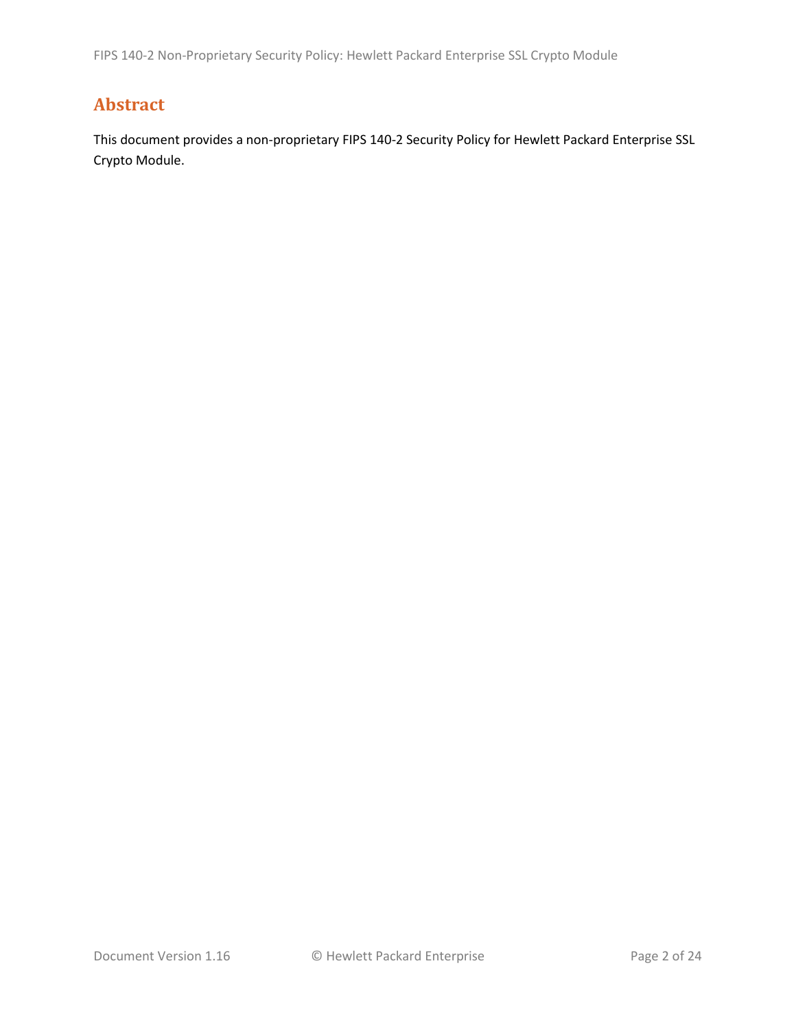## Abstract

This document provides a non-proprietary FIPS 140-2 Security Policy for Hewlett Packard Enterprise SSL Crypto Module.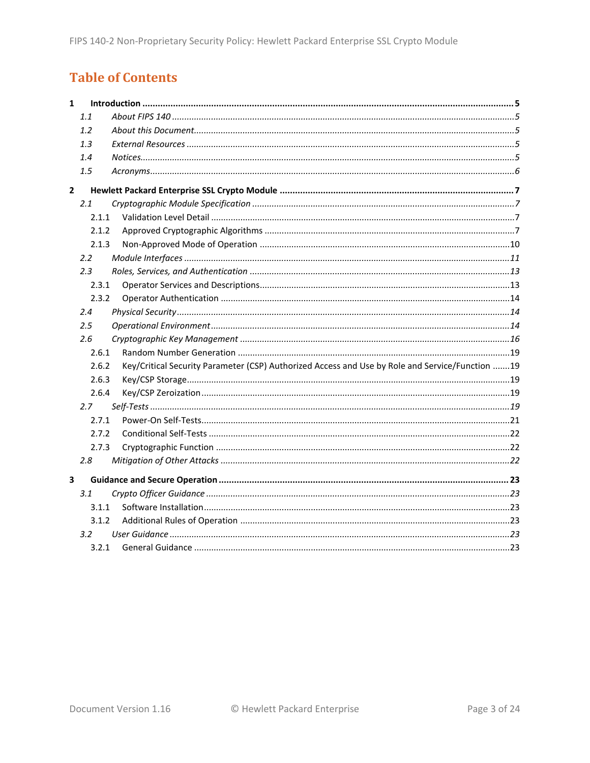# Table of Contents

- **1 Introduction ....... 5**
  - *1.1 About FIPS 140 ....... 5*
  - *1.2 About this Document ....... 5*
  - *1.3 External Resources ....... 5*
  - *1.4 Notices ....... 5*
  - *1.5 Acronyms ....... 6*
- **2 Hewlett Packard Enterprise SSL Crypto Module ....... 7**
  - *2.1 Cryptographic Module Specification ....... 7*
    - 2.1.1 Validation Level Detail ....... 7
    - 2.1.2 Approved Cryptographic Algorithms ....... 7
    - 2.1.3 Non-Approved Mode of Operation ....... 10
  - *2.2 Module Interfaces ....... 11*
  - *2.3 Roles, Services, and Authentication ....... 13*
    - 2.3.1 Operator Services and Descriptions ....... 13
    - 2.3.2 Operator Authentication ....... 14
  - *2.4 Physical Security ....... 14*
  - *2.5 Operational Environment ....... 14*
  - *2.6 Cryptographic Key Management ....... 16*
    - 2.6.1 Random Number Generation ....... 19
    - 2.6.2 Key/Critical Security Parameter (CSP) Authorized Access and Use by Role and Service/Function ....... 19
    - 2.6.3 Key/CSP Storage ....... 19
    - 2.6.4 Key/CSP Zeroization ....... 19
  - *2.7 Self-Tests ....... 19*
    - 2.7.1 Power-On Self-Tests ....... 21
    - 2.7.2 Conditional Self-Tests ....... 22
    - 2.7.3 Cryptographic Function ....... 22
  - *2.8 Mitigation of Other Attacks ....... 22*
- **3 Guidance and Secure Operation ....... 23**
  - *3.1 Crypto Officer Guidance ....... 23*
    - 3.1.1 Software Installation ....... 23
    - 3.1.2 Additional Rules of Operation ....... 23
  - *3.2 User Guidance ....... 23*
    - 3.2.1 General Guidance ....... 23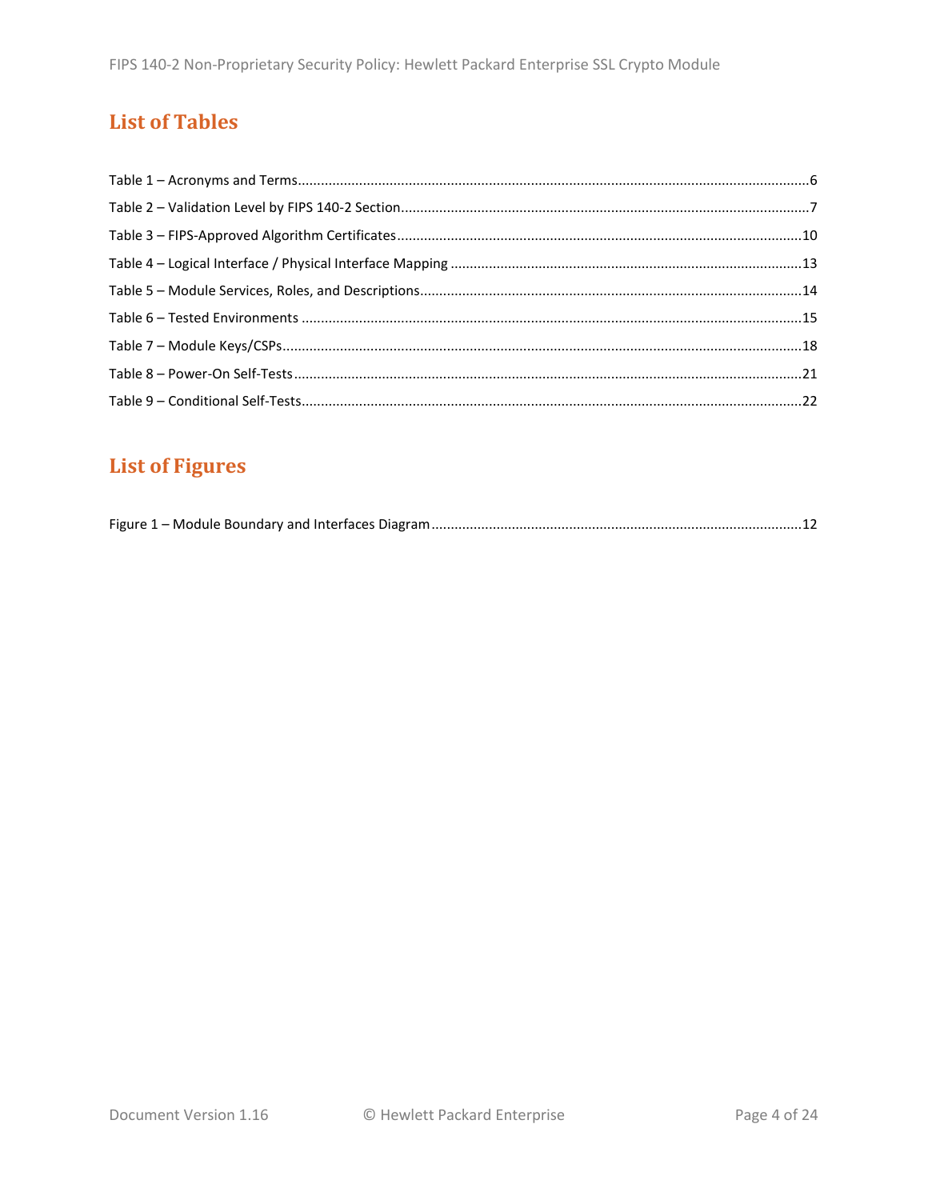## List of Tables

Table 1 – Acronyms and Terms....................................................................................................................6
Table 2 – Validation Level by FIPS 140-2 Section..........................................................................................7
Table 3 – FIPS-Approved Algorithm Certificates.........................................................................................10
Table 4 – Logical Interface / Physical Interface Mapping ...........................................................................13
Table 5 – Module Services, Roles, and Descriptions...................................................................................14
Table 6 – Tested Environments .................................................................................................................15
Table 7 – Module Keys/CSPs......................................................................................................................18
Table 8 – Power-On Self-Tests...................................................................................................................21
Table 9 – Conditional Self-Tests.................................................................................................................22

## List of Figures

Figure 1 – Module Boundary and Interfaces Diagram................................................................................12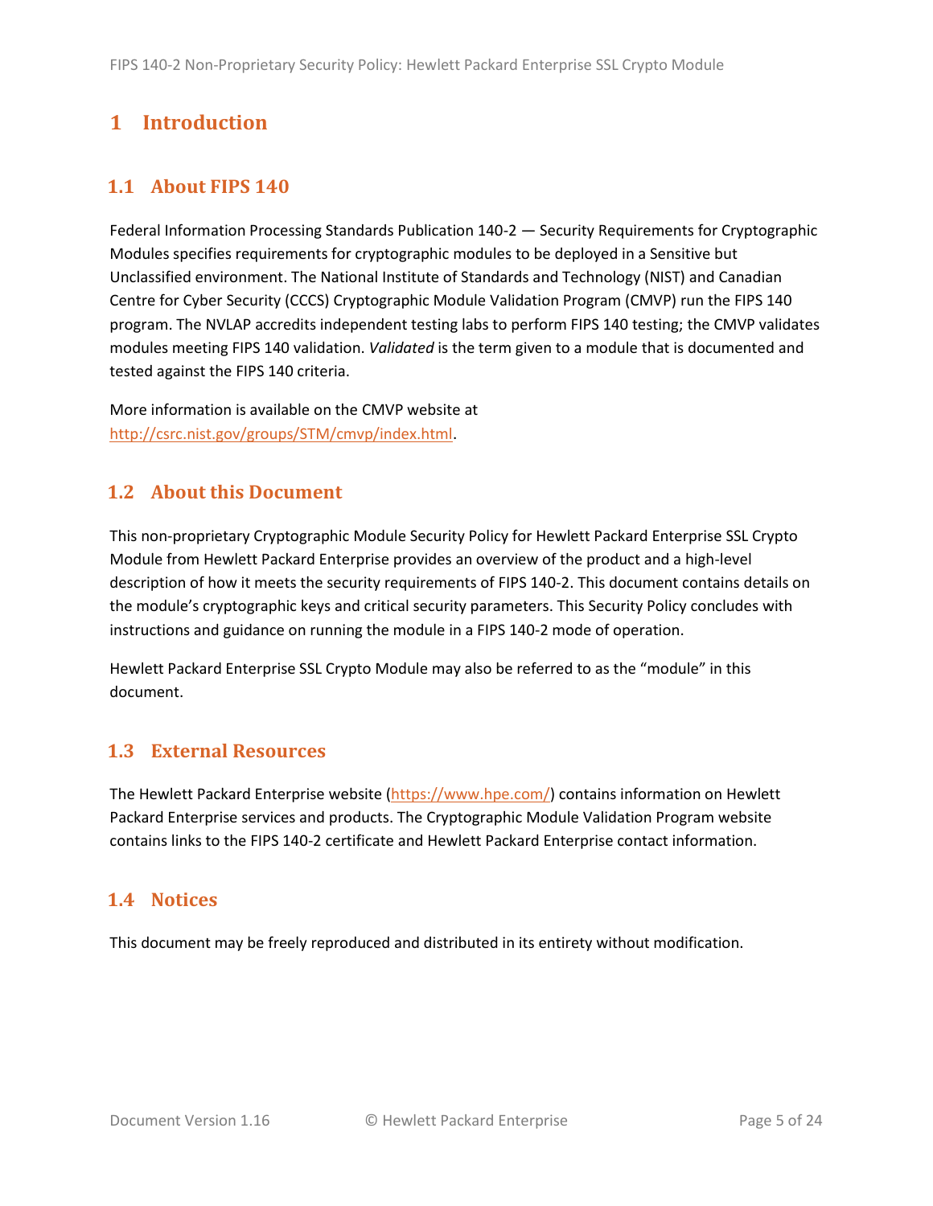# 1 Introduction

## 1.1 About FIPS 140

Federal Information Processing Standards Publication 140-2 — Security Requirements for Cryptographic Modules specifies requirements for cryptographic modules to be deployed in a Sensitive but Unclassified environment. The National Institute of Standards and Technology (NIST) and Canadian Centre for Cyber Security (CCCS) Cryptographic Module Validation Program (CMVP) run the FIPS 140 program. The NVLAP accredits independent testing labs to perform FIPS 140 testing; the CMVP validates modules meeting FIPS 140 validation. *Validated* is the term given to a module that is documented and tested against the FIPS 140 criteria.

More information is available on the CMVP website at [http://csrc.nist.gov/groups/STM/cmvp/index.html](http://csrc.nist.gov/groups/STM/cmvp/index.html).

## 1.2 About this Document

This non-proprietary Cryptographic Module Security Policy for Hewlett Packard Enterprise SSL Crypto Module from Hewlett Packard Enterprise provides an overview of the product and a high-level description of how it meets the security requirements of FIPS 140-2. This document contains details on the module's cryptographic keys and critical security parameters. This Security Policy concludes with instructions and guidance on running the module in a FIPS 140-2 mode of operation.

Hewlett Packard Enterprise SSL Crypto Module may also be referred to as the "module" in this document.

## 1.3 External Resources

The Hewlett Packard Enterprise website ([https://www.hpe.com/](https://www.hpe.com/)) contains information on Hewlett Packard Enterprise services and products. The Cryptographic Module Validation Program website contains links to the FIPS 140-2 certificate and Hewlett Packard Enterprise contact information.

## 1.4 Notices

This document may be freely reproduced and distributed in its entirety without modification.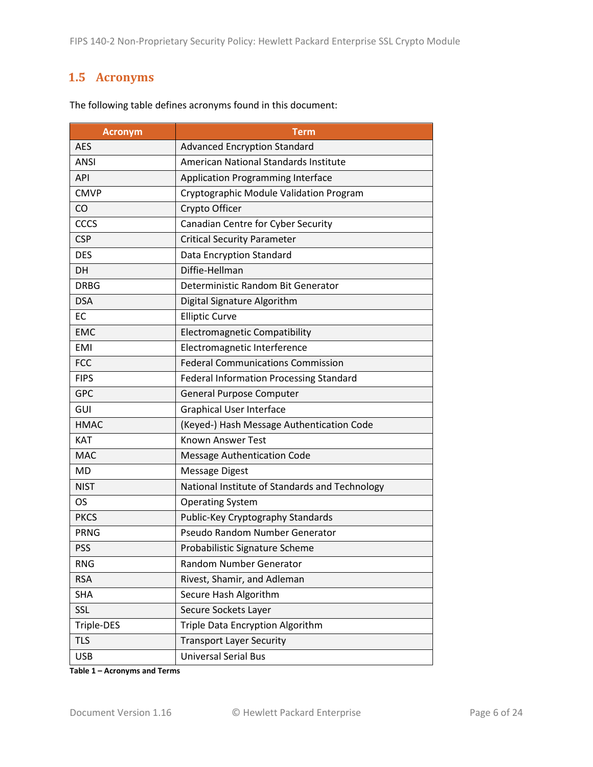## 1.5 Acronyms

The following table defines acronyms found in this document:

| Acronym | Term |
|---|---|
| AES | Advanced Encryption Standard |
| ANSI | American National Standards Institute |
| API | Application Programming Interface |
| CMVP | Cryptographic Module Validation Program |
| CO | Crypto Officer |
| CCCS | Canadian Centre for Cyber Security |
| CSP | Critical Security Parameter |
| DES | Data Encryption Standard |
| DH | Diffie-Hellman |
| DRBG | Deterministic Random Bit Generator |
| DSA | Digital Signature Algorithm |
| EC | Elliptic Curve |
| EMC | Electromagnetic Compatibility |
| EMI | Electromagnetic Interference |
| FCC | Federal Communications Commission |
| FIPS | Federal Information Processing Standard |
| GPC | General Purpose Computer |
| GUI | Graphical User Interface |
| HMAC | (Keyed-) Hash Message Authentication Code |
| KAT | Known Answer Test |
| MAC | Message Authentication Code |
| MD | Message Digest |
| NIST | National Institute of Standards and Technology |
| OS | Operating System |
| PKCS | Public-Key Cryptography Standards |
| PRNG | Pseudo Random Number Generator |
| PSS | Probabilistic Signature Scheme |
| RNG | Random Number Generator |
| RSA | Rivest, Shamir, and Adleman |
| SHA | Secure Hash Algorithm |
| SSL | Secure Sockets Layer |
| Triple-DES | Triple Data Encryption Algorithm |
| TLS | Transport Layer Security |
| USB | Universal Serial Bus |

**Table 1 – Acronyms and Terms**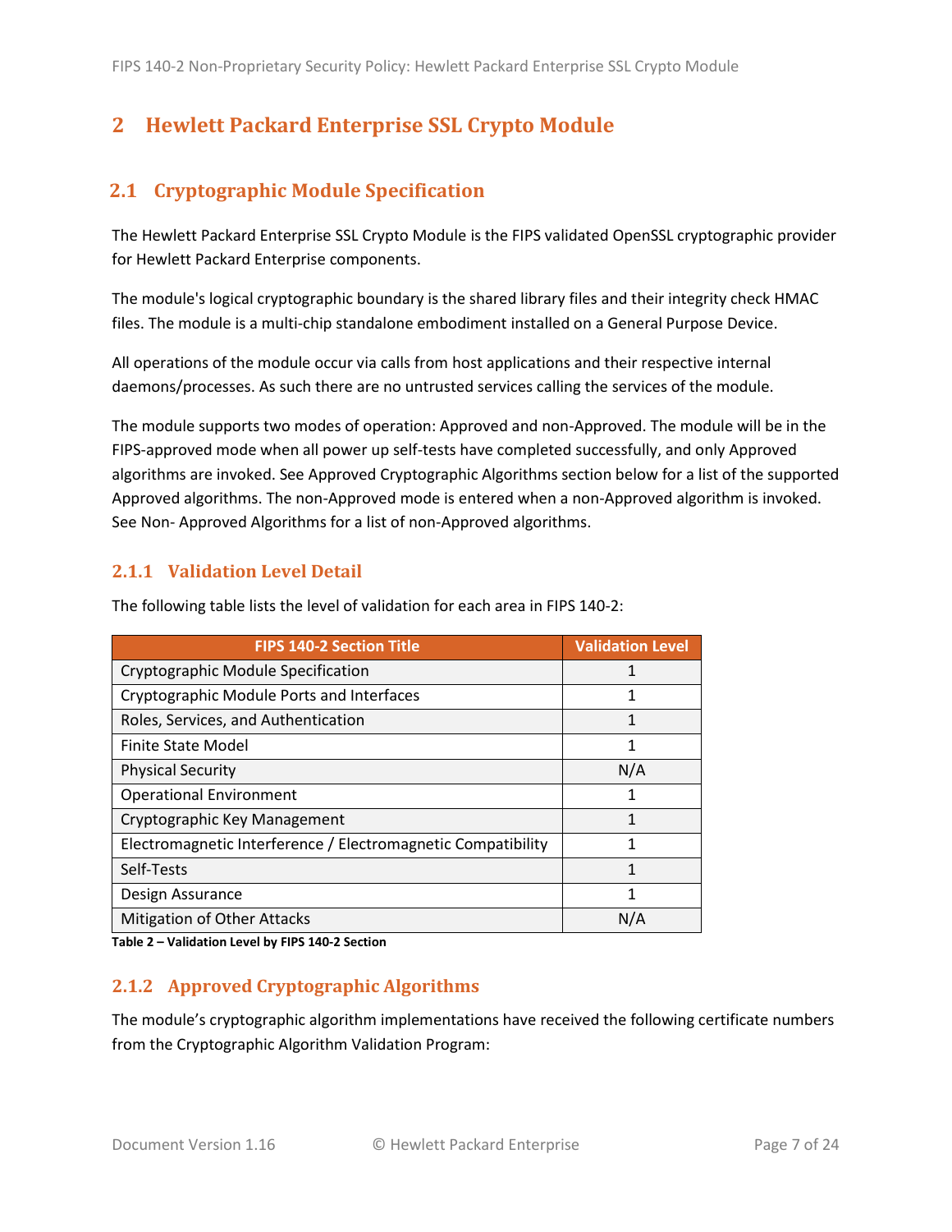# 2 Hewlett Packard Enterprise SSL Crypto Module

## 2.1 Cryptographic Module Specification

The Hewlett Packard Enterprise SSL Crypto Module is the FIPS validated OpenSSL cryptographic provider for Hewlett Packard Enterprise components.

The module's logical cryptographic boundary is the shared library files and their integrity check HMAC files. The module is a multi-chip standalone embodiment installed on a General Purpose Device.

All operations of the module occur via calls from host applications and their respective internal daemons/processes. As such there are no untrusted services calling the services of the module.

The module supports two modes of operation: Approved and non-Approved. The module will be in the FIPS-approved mode when all power up self-tests have completed successfully, and only Approved algorithms are invoked. See Approved Cryptographic Algorithms section below for a list of the supported Approved algorithms. The non-Approved mode is entered when a non-Approved algorithm is invoked. See Non- Approved Algorithms for a list of non-Approved algorithms.

### 2.1.1 Validation Level Detail

The following table lists the level of validation for each area in FIPS 140-2:

| FIPS 140-2 Section Title | Validation Level |
|---|---|
| Cryptographic Module Specification | 1 |
| Cryptographic Module Ports and Interfaces | 1 |
| Roles, Services, and Authentication | 1 |
| Finite State Model | 1 |
| Physical Security | N/A |
| Operational Environment | 1 |
| Cryptographic Key Management | 1 |
| Electromagnetic Interference / Electromagnetic Compatibility | 1 |
| Self-Tests | 1 |
| Design Assurance | 1 |
| Mitigation of Other Attacks | N/A |

**Table 2 – Validation Level by FIPS 140-2 Section**

### 2.1.2 Approved Cryptographic Algorithms

The module's cryptographic algorithm implementations have received the following certificate numbers from the Cryptographic Algorithm Validation Program: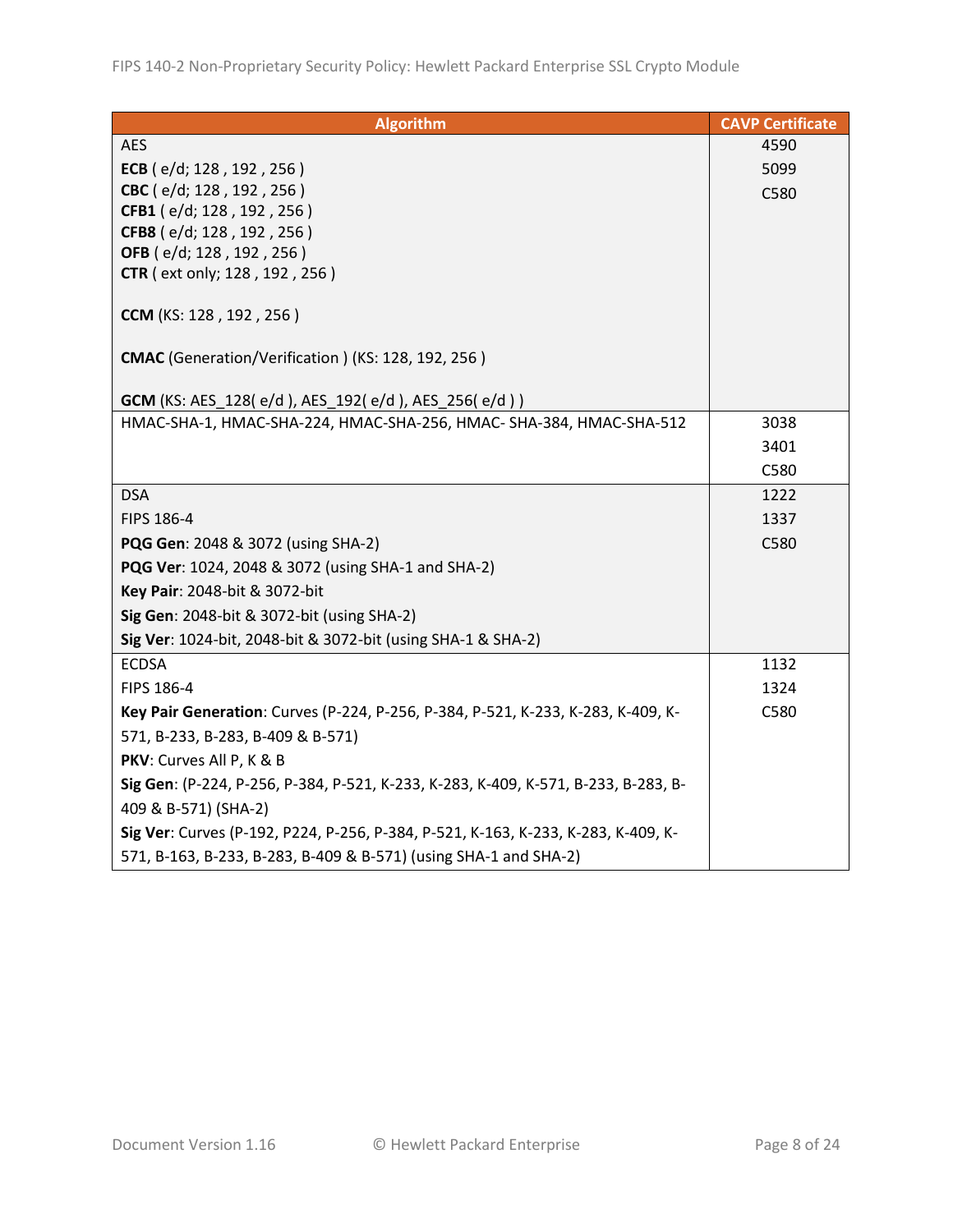| Algorithm | CAVP Certificate |
|---|---|
| AES<br>**ECB** ( e/d; 128 , 192 , 256 )<br>**CBC** ( e/d; 128 , 192 , 256 )<br>**CFB1** ( e/d; 128 , 192 , 256 )<br>**CFB8** ( e/d; 128 , 192 , 256 )<br>**OFB** ( e/d; 128 , 192 , 256 )<br>**CTR** ( ext only; 128 , 192 , 256 )<br><br>**CCM** (KS: 128 , 192 , 256 )<br><br>**CMAC** (Generation/Verification ) (KS: 128, 192, 256 )<br><br>**GCM** (KS: AES_128( e/d ), AES_192( e/d ), AES_256( e/d ) ) | 4590<br>5099<br>C580 |
| HMAC-SHA-1, HMAC-SHA-224, HMAC-SHA-256, HMAC- SHA-384, HMAC-SHA-512 | 3038<br>3401<br>C580 |
| DSA<br>FIPS 186-4<br>**PQG Gen**: 2048 & 3072 (using SHA-2)<br>**PQG Ver**: 1024, 2048 & 3072 (using SHA-1 and SHA-2)<br>**Key Pair**: 2048-bit & 3072-bit<br>**Sig Gen**: 2048-bit & 3072-bit (using SHA-2)<br>**Sig Ver**: 1024-bit, 2048-bit & 3072-bit (using SHA-1 & SHA-2) | 1222<br>1337<br>C580 |
| ECDSA<br>FIPS 186-4<br>**Key Pair Generation**: Curves (P-224, P-256, P-384, P-521, K-233, K-283, K-409, K-571, B-233, B-283, B-409 & B-571)<br>**PKV**: Curves All P, K & B<br>**Sig Gen**: (P-224, P-256, P-384, P-521, K-233, K-283, K-409, K-571, B-233, B-283, B-409 & B-571) (SHA-2)<br>**Sig Ver**: Curves (P-192, P224, P-256, P-384, P-521, K-163, K-233, K-283, K-409, K-571, B-163, B-233, B-283, B-409 & B-571) (using SHA-1 and SHA-2) | 1132<br>1324<br>C580 |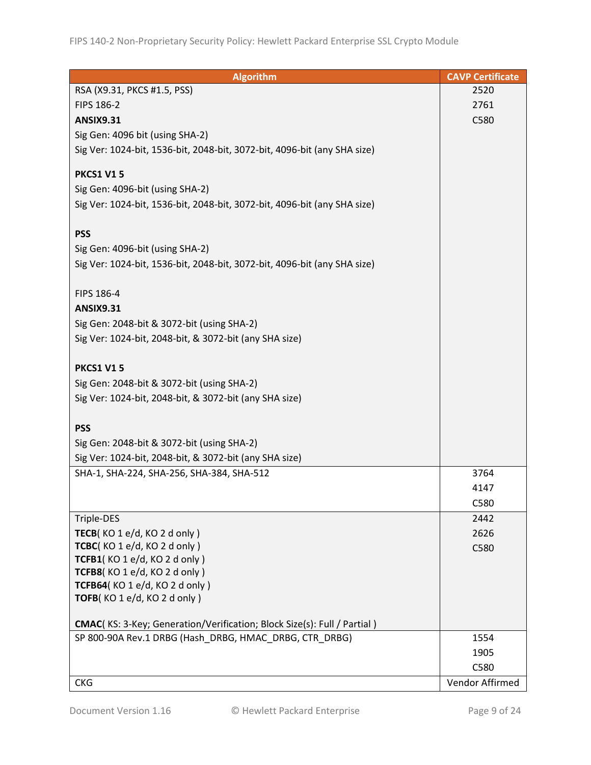| Algorithm | CAVP Certificate |
| --- | --- |
| RSA (X9.31, PKCS #1.5, PSS)<br>FIPS 186-2<br>**ANSIX9.31**<br>Sig Gen: 4096 bit (using SHA-2)<br>Sig Ver: 1024-bit, 1536-bit, 2048-bit, 3072-bit, 4096-bit (any SHA size)<br><br>**PKCS1 V1 5**<br>Sig Gen: 4096-bit (using SHA-2)<br>Sig Ver: 1024-bit, 1536-bit, 2048-bit, 3072-bit, 4096-bit (any SHA size)<br><br>**PSS**<br>Sig Gen: 4096-bit (using SHA-2)<br>Sig Ver: 1024-bit, 1536-bit, 2048-bit, 3072-bit, 4096-bit (any SHA size)<br><br>FIPS 186-4<br>**ANSIX9.31**<br>Sig Gen: 2048-bit & 3072-bit (using SHA-2)<br>Sig Ver: 1024-bit, 2048-bit, & 3072-bit (any SHA size)<br><br>**PKCS1 V1 5**<br>Sig Gen: 2048-bit & 3072-bit (using SHA-2)<br>Sig Ver: 1024-bit, 2048-bit, & 3072-bit (any SHA size)<br><br>**PSS**<br>Sig Gen: 2048-bit & 3072-bit (using SHA-2)<br>Sig Ver: 1024-bit, 2048-bit, & 3072-bit (any SHA size) | 2520<br>2761<br>C580 |
| SHA-1, SHA-224, SHA-256, SHA-384, SHA-512 | 3764<br>4147<br>C580 |
| Triple-DES<br>**TECB**( KO 1 e/d, KO 2 d only )<br>**TCBC**( KO 1 e/d, KO 2 d only )<br>**TCFB1**( KO 1 e/d, KO 2 d only )<br>**TCFB8**( KO 1 e/d, KO 2 d only )<br>**TCFB64**( KO 1 e/d, KO 2 d only )<br>**TOFB**( KO 1 e/d, KO 2 d only )<br><br>**CMAC**( KS: 3-Key; Generation/Verification; Block Size(s): Full / Partial ) | 2442<br>2626<br>C580 |
| SP 800-90A Rev.1 DRBG (Hash_DRBG, HMAC_DRBG, CTR_DRBG) | 1554<br>1905<br>C580 |
| CKG | Vendor Affirmed |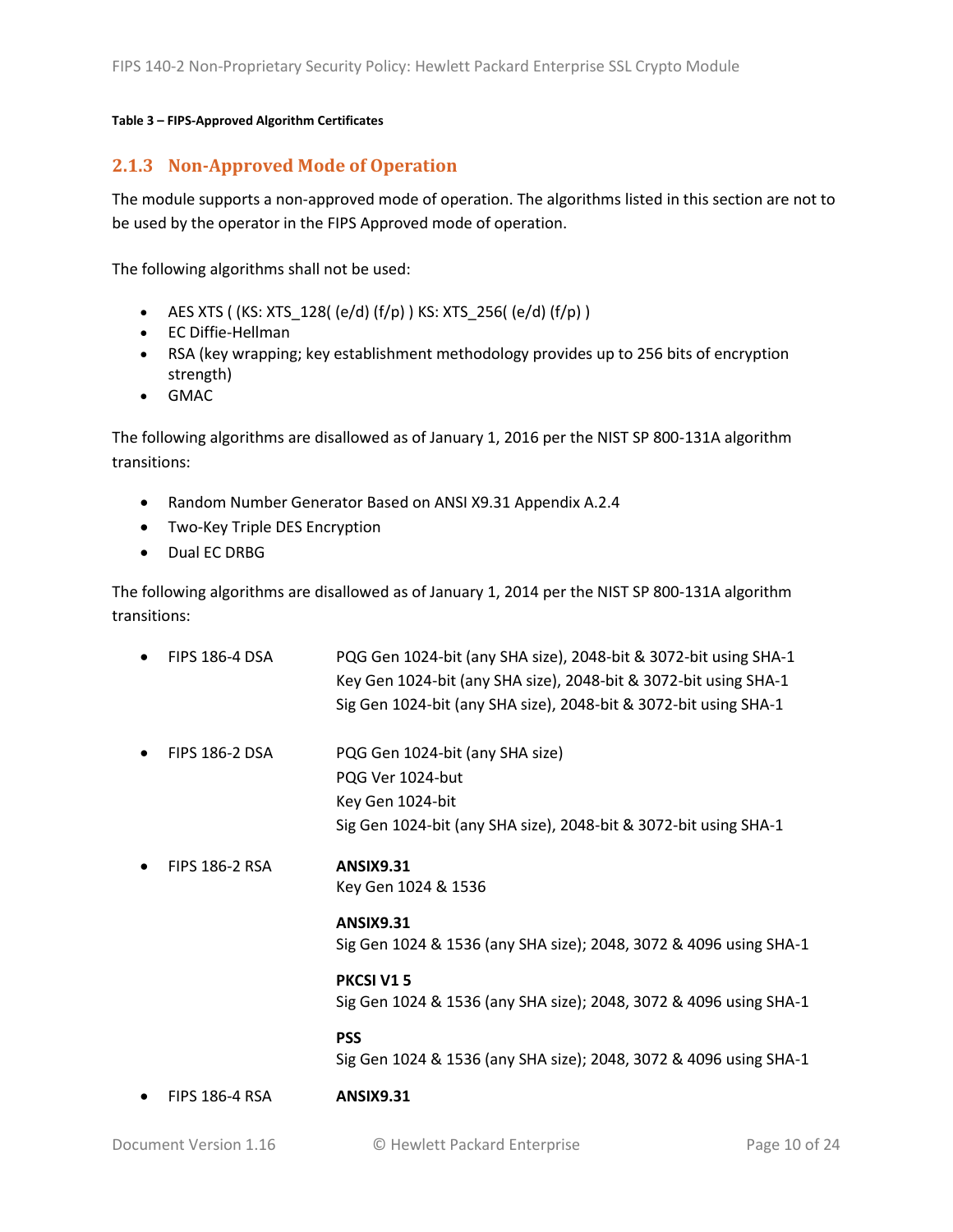**Table 3 – FIPS-Approved Algorithm Certificates**

### 2.1.3 Non-Approved Mode of Operation

The module supports a non-approved mode of operation. The algorithms listed in this section are not to be used by the operator in the FIPS Approved mode of operation.

The following algorithms shall not be used:

- AES XTS ( (KS: XTS_128( (e/d) (f/p) ) KS: XTS_256( (e/d) (f/p) )
- EC Diffie-Hellman
- RSA (key wrapping; key establishment methodology provides up to 256 bits of encryption strength)
- GMAC

The following algorithms are disallowed as of January 1, 2016 per the NIST SP 800-131A algorithm transitions:

- Random Number Generator Based on ANSI X9.31 Appendix A.2.4
- Two-Key Triple DES Encryption
- Dual EC DRBG

The following algorithms are disallowed as of January 1, 2014 per the NIST SP 800-131A algorithm transitions:

- FIPS 186-4 DSA
  PQG Gen 1024-bit (any SHA size), 2048-bit & 3072-bit using SHA-1
  Key Gen 1024-bit (any SHA size), 2048-bit & 3072-bit using SHA-1
  Sig Gen 1024-bit (any SHA size), 2048-bit & 3072-bit using SHA-1

- FIPS 186-2 DSA
  PQG Gen 1024-bit (any SHA size)
  PQG Ver 1024-but
  Key Gen 1024-bit
  Sig Gen 1024-bit (any SHA size), 2048-bit & 3072-bit using SHA-1

- FIPS 186-2 RSA
  **ANSIX9.31**
  Key Gen 1024 & 1536

  **ANSIX9.31**
  Sig Gen 1024 & 1536 (any SHA size); 2048, 3072 & 4096 using SHA-1

  **PKCSI V1 5**
  Sig Gen 1024 & 1536 (any SHA size); 2048, 3072 & 4096 using SHA-1

  **PSS**
  Sig Gen 1024 & 1536 (any SHA size); 2048, 3072 & 4096 using SHA-1

- FIPS 186-4 RSA
  **ANSIX9.31**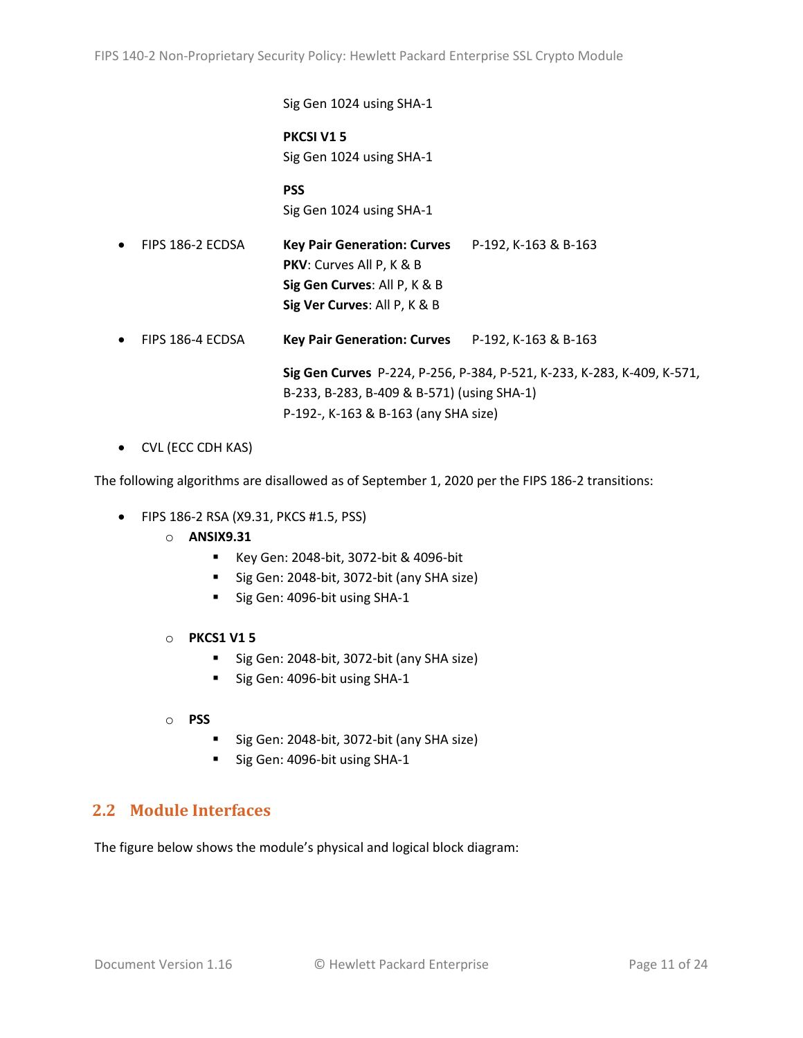Sig Gen 1024 using SHA-1

**PKCSI V1 5**
Sig Gen 1024 using SHA-1

**PSS**
Sig Gen 1024 using SHA-1

- FIPS 186-2 ECDSA — **Key Pair Generation: Curves** P-192, K-163 & B-163
  **PKV**: Curves All P, K & B
  **Sig Gen Curves**: All P, K & B
  **Sig Ver Curves**: All P, K & B

- FIPS 186-4 ECDSA — **Key Pair Generation: Curves** P-192, K-163 & B-163

  **Sig Gen Curves** P-224, P-256, P-384, P-521, K-233, K-283, K-409, K-571, B-233, B-283, B-409 & B-571) (using SHA-1)
  P-192-, K-163 & B-163 (any SHA size)

- CVL (ECC CDH KAS)

The following algorithms are disallowed as of September 1, 2020 per the FIPS 186-2 transitions:

- FIPS 186-2 RSA (X9.31, PKCS #1.5, PSS)
  - **ANSIX9.31**
    - Key Gen: 2048-bit, 3072-bit & 4096-bit
    - Sig Gen: 2048-bit, 3072-bit (any SHA size)
    - Sig Gen: 4096-bit using SHA-1
  - **PKCS1 V1 5**
    - Sig Gen: 2048-bit, 3072-bit (any SHA size)
    - Sig Gen: 4096-bit using SHA-1
  - **PSS**
    - Sig Gen: 2048-bit, 3072-bit (any SHA size)
    - Sig Gen: 4096-bit using SHA-1

## 2.2 Module Interfaces

The figure below shows the module's physical and logical block diagram: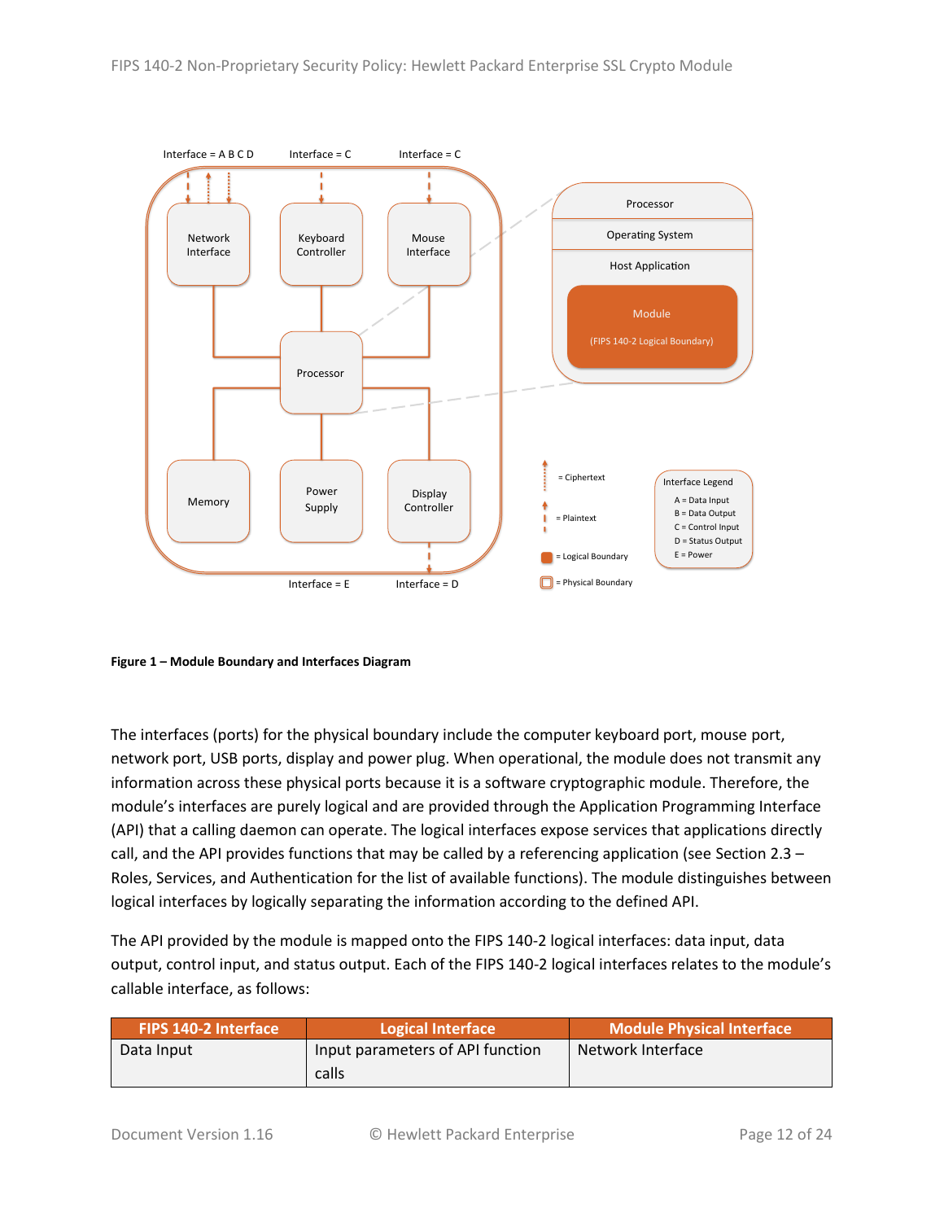**Figure 1 – Module Boundary and Interfaces Diagram**

The interfaces (ports) for the physical boundary include the computer keyboard port, mouse port, network port, USB ports, display and power plug. When operational, the module does not transmit any information across these physical ports because it is a software cryptographic module. Therefore, the module's interfaces are purely logical and are provided through the Application Programming Interface (API) that a calling daemon can operate. The logical interfaces expose services that applications directly call, and the API provides functions that may be called by a referencing application (see Section 2.3 – Roles, Services, and Authentication for the list of available functions). The module distinguishes between logical interfaces by logically separating the information according to the defined API.

The API provided by the module is mapped onto the FIPS 140-2 logical interfaces: data input, data output, control input, and status output. Each of the FIPS 140-2 logical interfaces relates to the module's callable interface, as follows:

| FIPS 140-2 Interface | Logical Interface | Module Physical Interface |
|---|---|---|
| Data Input | Input parameters of API function calls | Network Interface |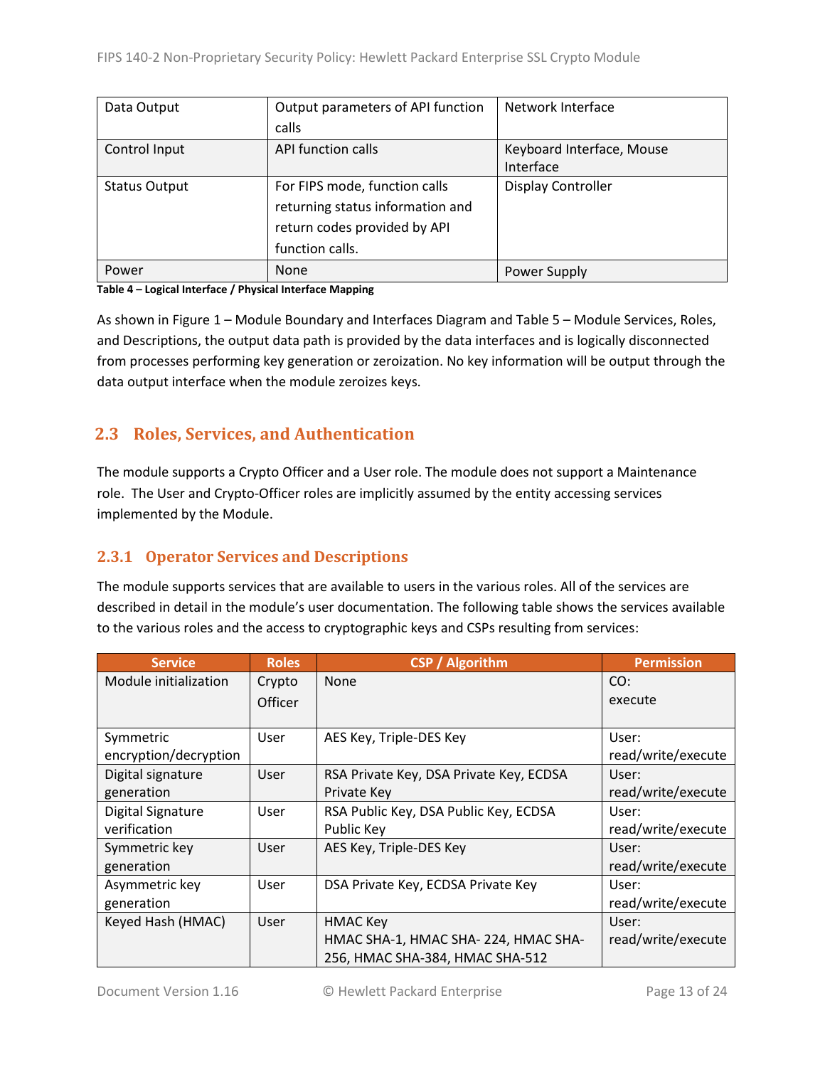| Data Output | Output parameters of API function calls | Network Interface |
|---|---|---|
| Control Input | API function calls | Keyboard Interface, Mouse Interface |
| Status Output | For FIPS mode, function calls returning status information and return codes provided by API function calls. | Display Controller |
| Power | None | Power Supply |

**Table 4 – Logical Interface / Physical Interface Mapping**

As shown in Figure 1 – Module Boundary and Interfaces Diagram and Table 5 – Module Services, Roles, and Descriptions, the output data path is provided by the data interfaces and is logically disconnected from processes performing key generation or zeroization. No key information will be output through the data output interface when the module zeroizes keys.

## 2.3 Roles, Services, and Authentication

The module supports a Crypto Officer and a User role. The module does not support a Maintenance role. The User and Crypto-Officer roles are implicitly assumed by the entity accessing services implemented by the Module.

### 2.3.1 Operator Services and Descriptions

The module supports services that are available to users in the various roles. All of the services are described in detail in the module's user documentation. The following table shows the services available to the various roles and the access to cryptographic keys and CSPs resulting from services:

| Service | Roles | CSP / Algorithm | Permission |
|---|---|---|---|
| Module initialization | Crypto Officer | None | CO: execute |
| Symmetric encryption/decryption | User | AES Key, Triple-DES Key | User: read/write/execute |
| Digital signature generation | User | RSA Private Key, DSA Private Key, ECDSA Private Key | User: read/write/execute |
| Digital Signature verification | User | RSA Public Key, DSA Public Key, ECDSA Public Key | User: read/write/execute |
| Symmetric key generation | User | AES Key, Triple-DES Key | User: read/write/execute |
| Asymmetric key generation | User | DSA Private Key, ECDSA Private Key | User: read/write/execute |
| Keyed Hash (HMAC) | User | HMAC Key<br>HMAC SHA-1, HMAC SHA- 224, HMAC SHA-256, HMAC SHA-384, HMAC SHA-512 | User: read/write/execute |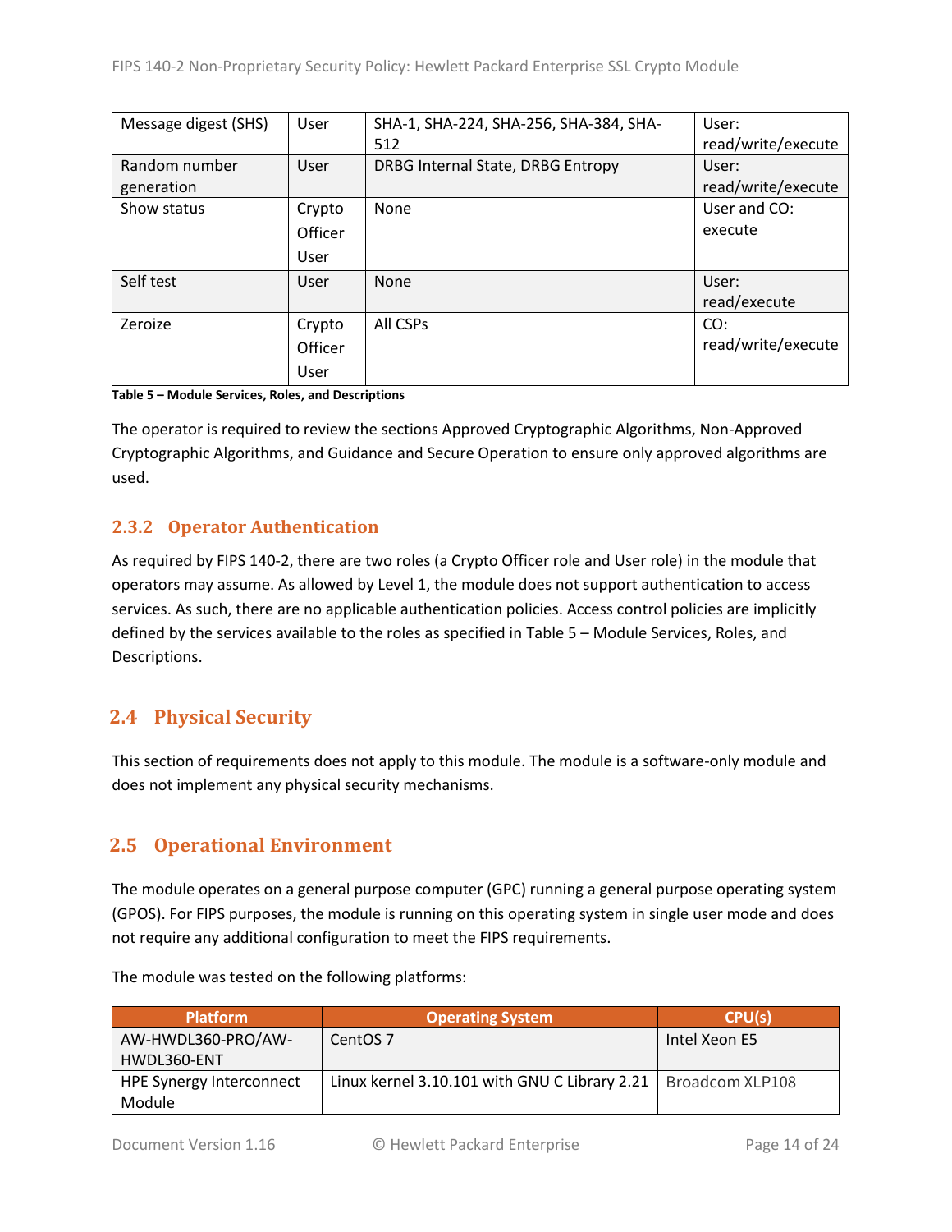| Message digest (SHS) | User | SHA-1, SHA-224, SHA-256, SHA-384, SHA-512 | User: read/write/execute |
|---|---|---|---|
| Random number generation | User | DRBG Internal State, DRBG Entropy | User: read/write/execute |
| Show status | Crypto Officer User | None | User and CO: execute |
| Self test | User | None | User: read/execute |
| Zeroize | Crypto Officer User | All CSPs | CO: read/write/execute |

**Table 5 – Module Services, Roles, and Descriptions**

The operator is required to review the sections Approved Cryptographic Algorithms, Non-Approved Cryptographic Algorithms, and Guidance and Secure Operation to ensure only approved algorithms are used.

### 2.3.2 Operator Authentication

As required by FIPS 140-2, there are two roles (a Crypto Officer role and User role) in the module that operators may assume. As allowed by Level 1, the module does not support authentication to access services. As such, there are no applicable authentication policies. Access control policies are implicitly defined by the services available to the roles as specified in Table 5 – Module Services, Roles, and Descriptions.

## 2.4 Physical Security

This section of requirements does not apply to this module. The module is a software-only module and does not implement any physical security mechanisms.

## 2.5 Operational Environment

The module operates on a general purpose computer (GPC) running a general purpose operating system (GPOS). For FIPS purposes, the module is running on this operating system in single user mode and does not require any additional configuration to meet the FIPS requirements.

The module was tested on the following platforms:

| Platform | Operating System | CPU(s) |
|---|---|---|
| AW-HWDL360-PRO/AW-HWDL360-ENT | CentOS 7 | Intel Xeon E5 |
| HPE Synergy Interconnect Module | Linux kernel 3.10.101 with GNU C Library 2.21 | Broadcom XLP108 |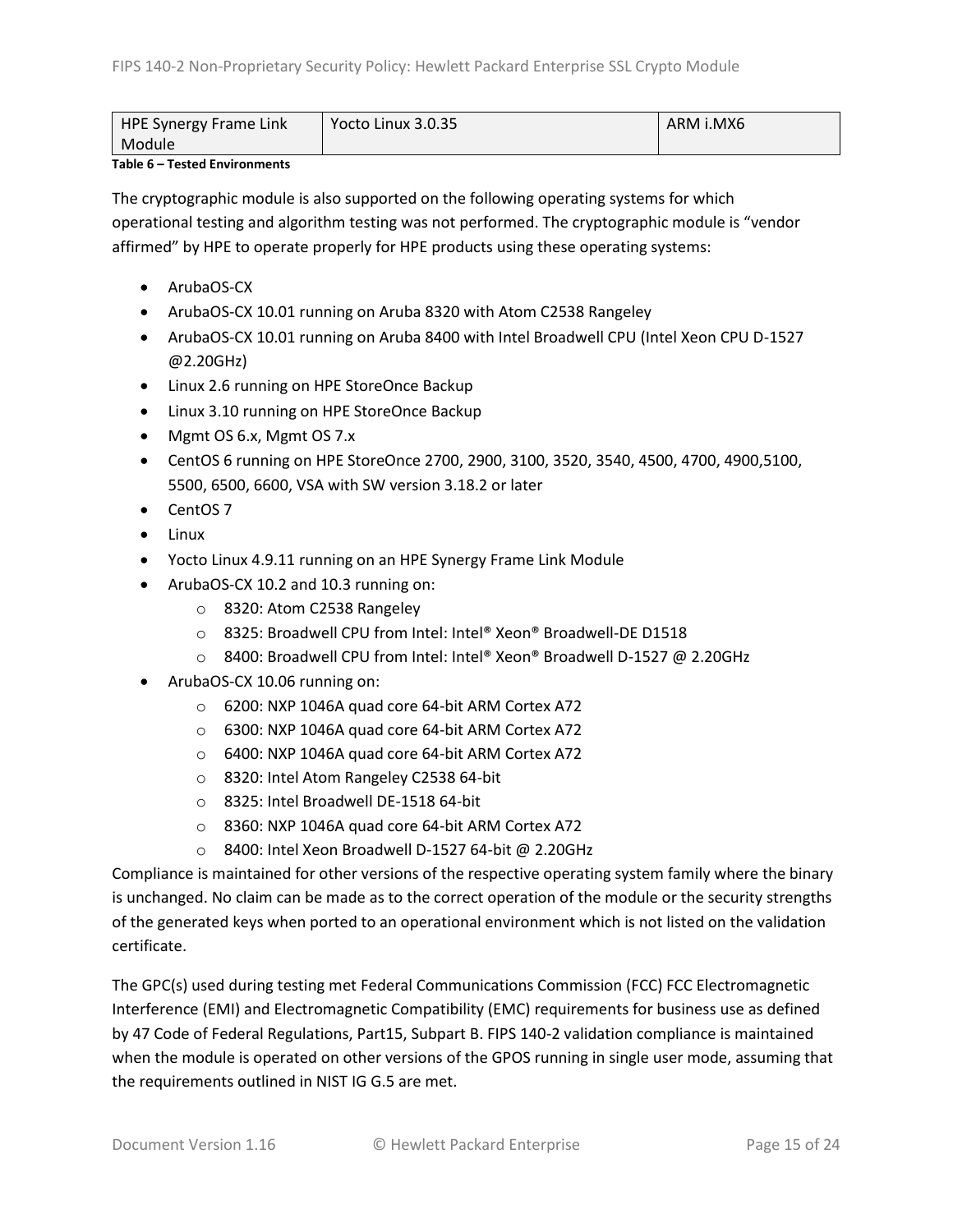| HPE Synergy Frame Link Module | Yocto Linux 3.0.35 | ARM i.MX6 |
|---|---|---|

**Table 6 – Tested Environments**

The cryptographic module is also supported on the following operating systems for which operational testing and algorithm testing was not performed. The cryptographic module is "vendor affirmed" by HPE to operate properly for HPE products using these operating systems:

- ArubaOS-CX
- ArubaOS-CX 10.01 running on Aruba 8320 with Atom C2538 Rangeley
- ArubaOS-CX 10.01 running on Aruba 8400 with Intel Broadwell CPU (Intel Xeon CPU D-1527 @2.20GHz)
- Linux 2.6 running on HPE StoreOnce Backup
- Linux 3.10 running on HPE StoreOnce Backup
- Mgmt OS 6.x, Mgmt OS 7.x
- CentOS 6 running on HPE StoreOnce 2700, 2900, 3100, 3520, 3540, 4500, 4700, 4900,5100, 5500, 6500, 6600, VSA with SW version 3.18.2 or later
- CentOS 7
- Linux
- Yocto Linux 4.9.11 running on an HPE Synergy Frame Link Module
- ArubaOS-CX 10.2 and 10.3 running on:
  - 8320: Atom C2538 Rangeley
  - 8325: Broadwell CPU from Intel: Intel® Xeon® Broadwell-DE D1518
  - 8400: Broadwell CPU from Intel: Intel® Xeon® Broadwell D-1527 @ 2.20GHz
- ArubaOS-CX 10.06 running on:
  - 6200: NXP 1046A quad core 64-bit ARM Cortex A72
  - 6300: NXP 1046A quad core 64-bit ARM Cortex A72
  - 6400: NXP 1046A quad core 64-bit ARM Cortex A72
  - 8320: Intel Atom Rangeley C2538 64-bit
  - 8325: Intel Broadwell DE-1518 64-bit
  - 8360: NXP 1046A quad core 64-bit ARM Cortex A72
  - 8400: Intel Xeon Broadwell D-1527 64-bit @ 2.20GHz

Compliance is maintained for other versions of the respective operating system family where the binary is unchanged. No claim can be made as to the correct operation of the module or the security strengths of the generated keys when ported to an operational environment which is not listed on the validation certificate.

The GPC(s) used during testing met Federal Communications Commission (FCC) FCC Electromagnetic Interference (EMI) and Electromagnetic Compatibility (EMC) requirements for business use as defined by 47 Code of Federal Regulations, Part15, Subpart B. FIPS 140-2 validation compliance is maintained when the module is operated on other versions of the GPOS running in single user mode, assuming that the requirements outlined in NIST IG G.5 are met.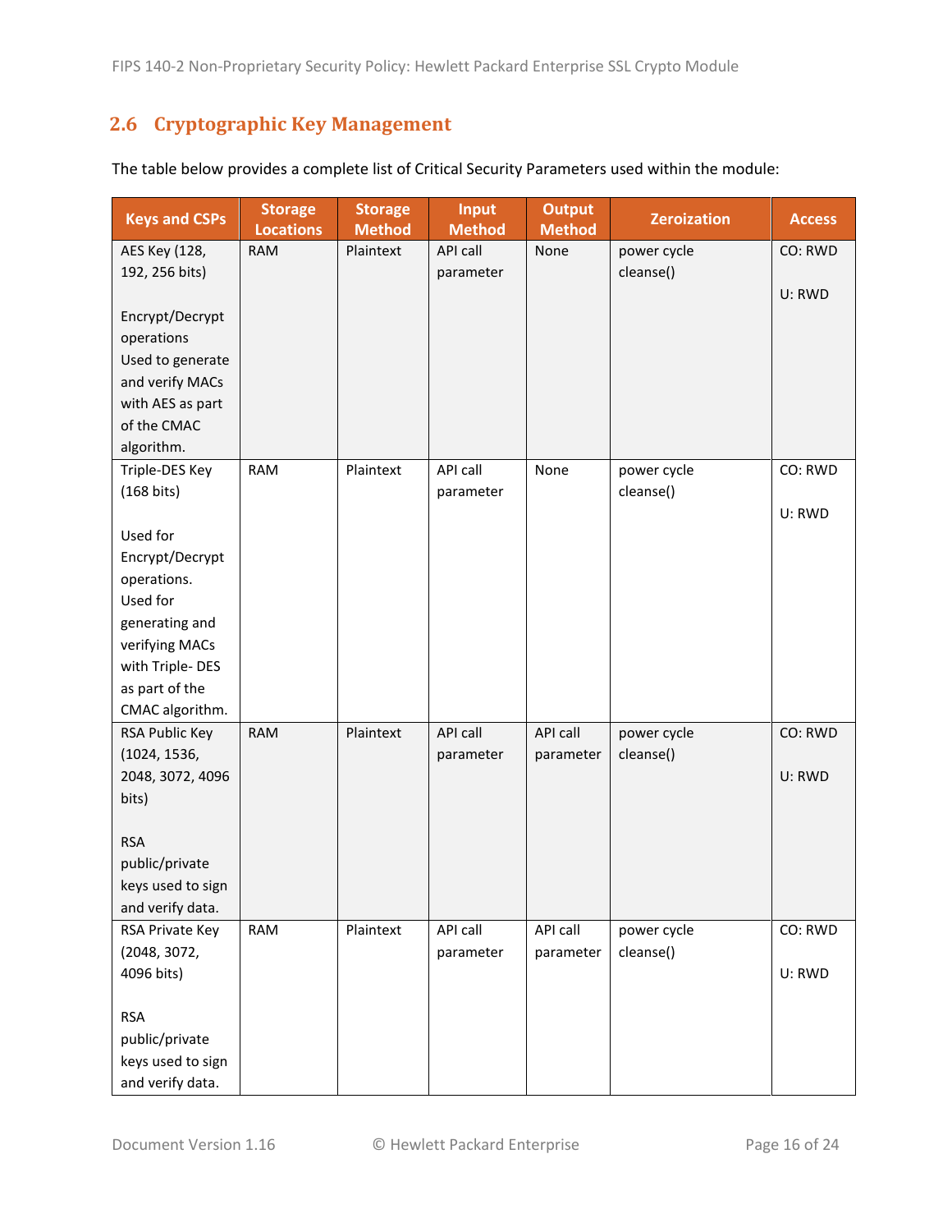## 2.6 Cryptographic Key Management

The table below provides a complete list of Critical Security Parameters used within the module:

| Keys and CSPs | Storage Locations | Storage Method | Input Method | Output Method | Zeroization | Access |
|---|---|---|---|---|---|---|
| AES Key (128, 192, 256 bits)<br><br>Encrypt/Decrypt operations<br>Used to generate and verify MACs with AES as part of the CMAC algorithm. | RAM | Plaintext | API call parameter | None | power cycle<br>cleanse() | CO: RWD<br><br>U: RWD |
| Triple-DES Key (168 bits)<br><br>Used for Encrypt/Decrypt operations.<br>Used for generating and verifying MACs with Triple- DES as part of the CMAC algorithm. | RAM | Plaintext | API call parameter | None | power cycle<br>cleanse() | CO: RWD<br><br>U: RWD |
| RSA Public Key (1024, 1536, 2048, 3072, 4096 bits)<br><br>RSA public/private keys used to sign and verify data. | RAM | Plaintext | API call parameter | API call parameter | power cycle<br>cleanse() | CO: RWD<br><br>U: RWD |
| RSA Private Key (2048, 3072, 4096 bits)<br><br>RSA public/private keys used to sign and verify data. | RAM | Plaintext | API call parameter | API call parameter | power cycle<br>cleanse() | CO: RWD<br><br>U: RWD |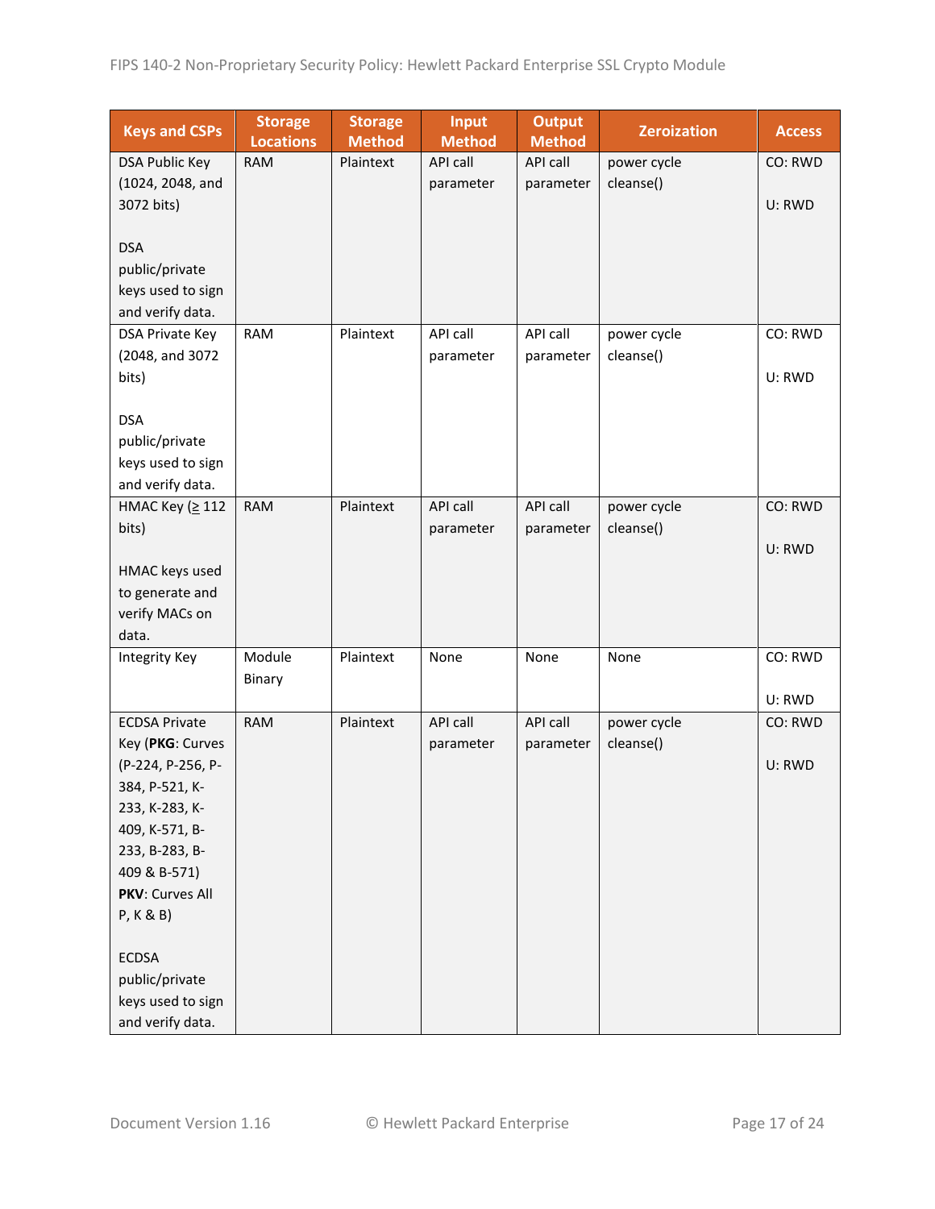| Keys and CSPs | Storage Locations | Storage Method | Input Method | Output Method | Zeroization | Access |
|---|---|---|---|---|---|---|
| DSA Public Key (1024, 2048, and 3072 bits)<br><br>DSA public/private keys used to sign and verify data. | RAM | Plaintext | API call parameter | API call parameter | power cycle cleanse() | CO: RWD<br><br>U: RWD |
| DSA Private Key (2048, and 3072 bits)<br><br>DSA public/private keys used to sign and verify data. | RAM | Plaintext | API call parameter | API call parameter | power cycle cleanse() | CO: RWD<br><br>U: RWD |
| HMAC Key (≥ 112 bits)<br><br>HMAC keys used to generate and verify MACs on data. | RAM | Plaintext | API call parameter | API call parameter | power cycle cleanse() | CO: RWD<br><br>U: RWD |
| Integrity Key | Module Binary | Plaintext | None | None | None | CO: RWD<br><br>U: RWD |
| ECDSA Private Key (**PKG**: Curves (P-224, P-256, P-384, P-521, K-233, K-283, K-409, K-571, B-233, B-283, B-409 & B-571)<br>**PKV**: Curves All P, K & B)<br><br>ECDSA public/private keys used to sign and verify data. | RAM | Plaintext | API call parameter | API call parameter | power cycle cleanse() | CO: RWD<br><br>U: RWD |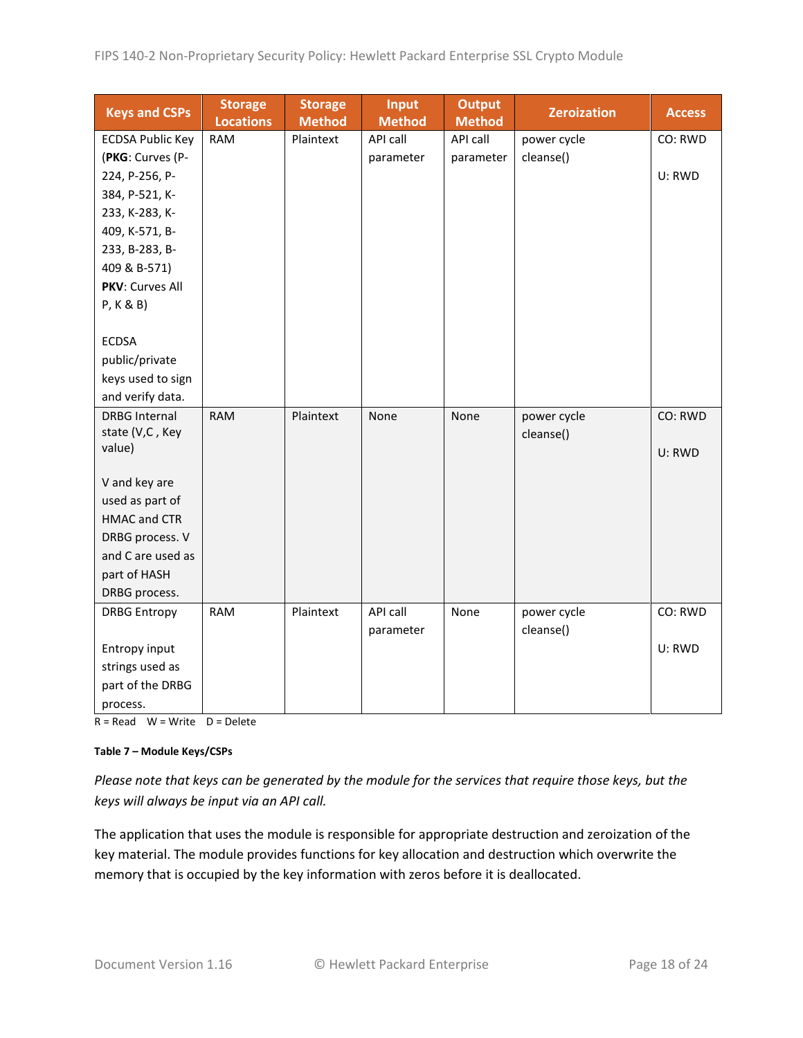| Keys and CSPs | Storage Locations | Storage Method | Input Method | Output Method | Zeroization | Access |
|---|---|---|---|---|---|---|
| ECDSA Public Key (**PKG**: Curves (P-224, P-256, P-384, P-521, K-233, K-283, K-409, K-571, B-233, B-283, B-409 & B-571) **PKV**: Curves All P, K & B)<br><br>ECDSA public/private keys used to sign and verify data. | RAM | Plaintext | API call parameter | API call parameter | power cycle cleanse() | CO: RWD<br><br>U: RWD |
| DRBG Internal state (V,C , Key value)<br><br>V and key are used as part of HMAC and CTR DRBG process. V and C are used as part of HASH DRBG process. | RAM | Plaintext | None | None | power cycle cleanse() | CO: RWD<br><br>U: RWD |
| DRBG Entropy<br><br>Entropy input strings used as part of the DRBG process. | RAM | Plaintext | API call parameter | None | power cycle cleanse() | CO: RWD<br><br>U: RWD |

R = Read W = Write D = Delete

**Table 7 – Module Keys/CSPs**

*Please note that keys can be generated by the module for the services that require those keys, but the keys will always be input via an API call.*

The application that uses the module is responsible for appropriate destruction and zeroization of the key material. The module provides functions for key allocation and destruction which overwrite the memory that is occupied by the key information with zeros before it is deallocated.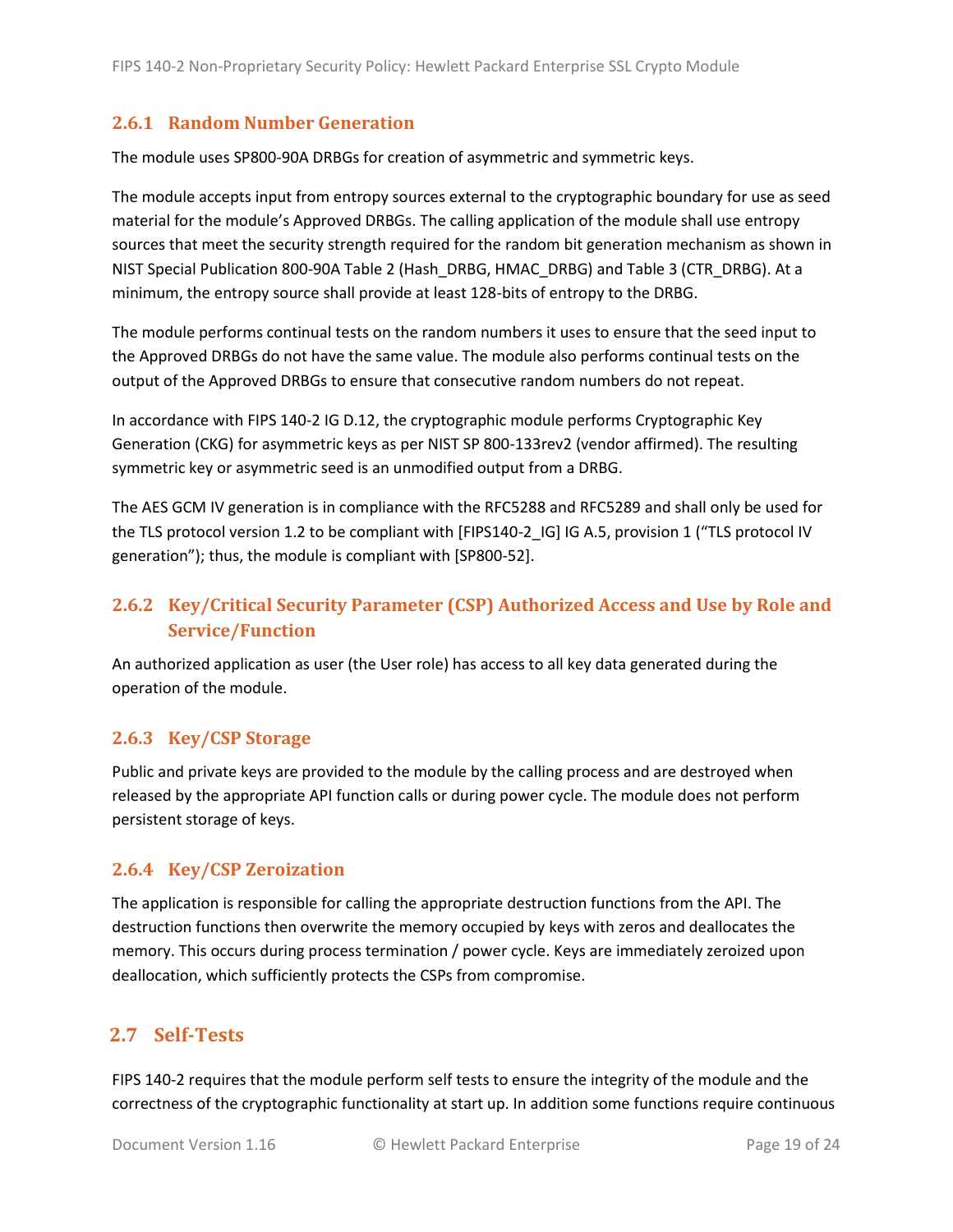### 2.6.1 Random Number Generation

The module uses SP800-90A DRBGs for creation of asymmetric and symmetric keys.

The module accepts input from entropy sources external to the cryptographic boundary for use as seed material for the module's Approved DRBGs. The calling application of the module shall use entropy sources that meet the security strength required for the random bit generation mechanism as shown in NIST Special Publication 800-90A Table 2 (Hash_DRBG, HMAC_DRBG) and Table 3 (CTR_DRBG). At a minimum, the entropy source shall provide at least 128-bits of entropy to the DRBG.

The module performs continual tests on the random numbers it uses to ensure that the seed input to the Approved DRBGs do not have the same value. The module also performs continual tests on the output of the Approved DRBGs to ensure that consecutive random numbers do not repeat.

In accordance with FIPS 140-2 IG D.12, the cryptographic module performs Cryptographic Key Generation (CKG) for asymmetric keys as per NIST SP 800-133rev2 (vendor affirmed). The resulting symmetric key or asymmetric seed is an unmodified output from a DRBG.

The AES GCM IV generation is in compliance with the RFC5288 and RFC5289 and shall only be used for the TLS protocol version 1.2 to be compliant with [FIPS140-2_IG] IG A.5, provision 1 ("TLS protocol IV generation"); thus, the module is compliant with [SP800-52].

### 2.6.2 Key/Critical Security Parameter (CSP) Authorized Access and Use by Role and Service/Function

An authorized application as user (the User role) has access to all key data generated during the operation of the module.

### 2.6.3 Key/CSP Storage

Public and private keys are provided to the module by the calling process and are destroyed when released by the appropriate API function calls or during power cycle. The module does not perform persistent storage of keys.

### 2.6.4 Key/CSP Zeroization

The application is responsible for calling the appropriate destruction functions from the API. The destruction functions then overwrite the memory occupied by keys with zeros and deallocates the memory. This occurs during process termination / power cycle. Keys are immediately zeroized upon deallocation, which sufficiently protects the CSPs from compromise.

## 2.7 Self-Tests

FIPS 140-2 requires that the module perform self tests to ensure the integrity of the module and the correctness of the cryptographic functionality at start up. In addition some functions require continuous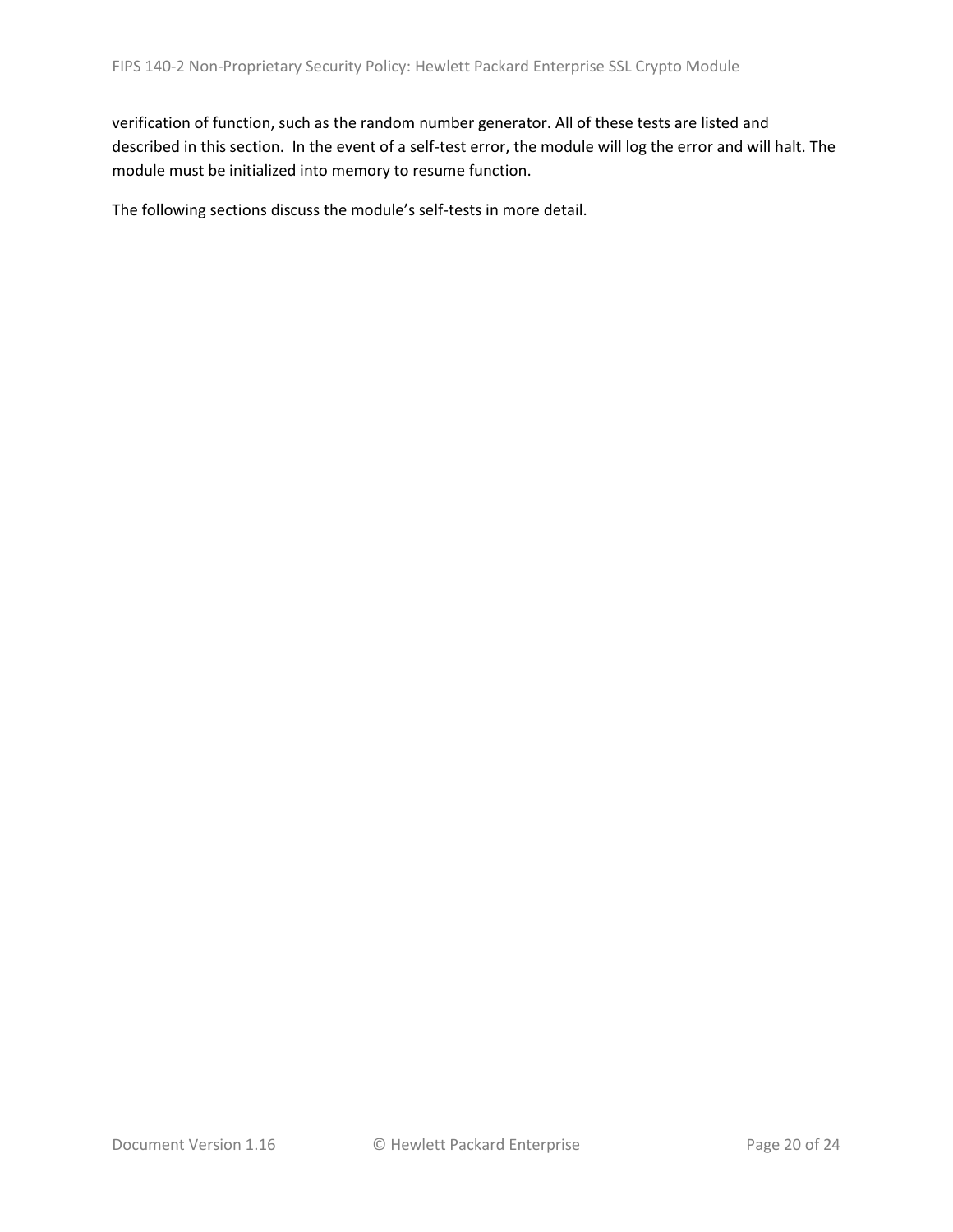verification of function, such as the random number generator. All of these tests are listed and described in this section. In the event of a self-test error, the module will log the error and will halt. The module must be initialized into memory to resume function.

The following sections discuss the module's self-tests in more detail.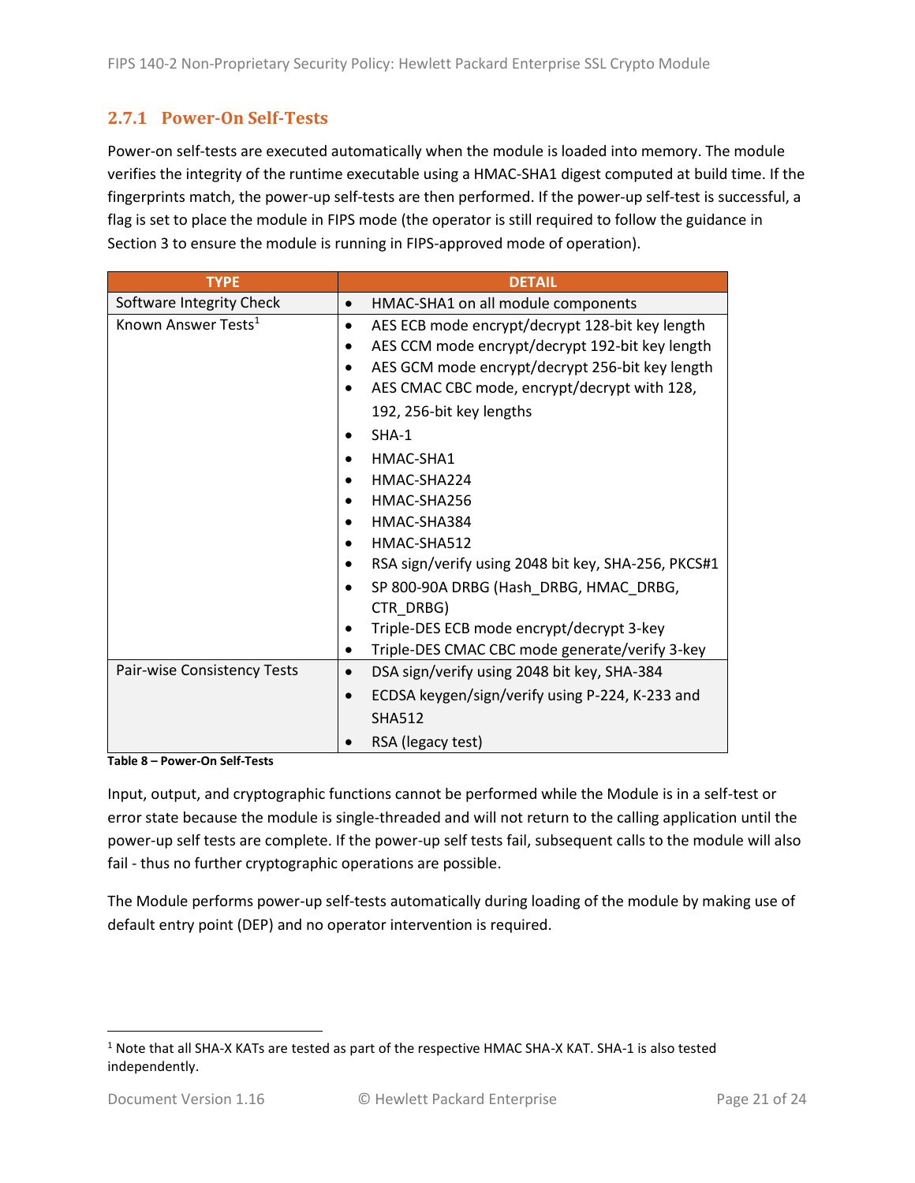### 2.7.1 Power-On Self-Tests

Power-on self-tests are executed automatically when the module is loaded into memory. The module verifies the integrity of the runtime executable using a HMAC-SHA1 digest computed at build time. If the fingerprints match, the power-up self-tests are then performed. If the power-up self-test is successful, a flag is set to place the module in FIPS mode (the operator is still required to follow the guidance in Section 3 to ensure the module is running in FIPS-approved mode of operation).

| TYPE | DETAIL |
|---|---|
| Software Integrity Check | • HMAC-SHA1 on all module components |
| Known Answer Tests[1] | • AES ECB mode encrypt/decrypt 128-bit key length<br>• AES CCM mode encrypt/decrypt 192-bit key length<br>• AES GCM mode encrypt/decrypt 256-bit key length<br>• AES CMAC CBC mode, encrypt/decrypt with 128, 192, 256-bit key lengths<br>• SHA-1<br>• HMAC-SHA1<br>• HMAC-SHA224<br>• HMAC-SHA256<br>• HMAC-SHA384<br>• HMAC-SHA512<br>• RSA sign/verify using 2048 bit key, SHA-256, PKCS#1<br>• SP 800-90A DRBG (Hash_DRBG, HMAC_DRBG, CTR_DRBG)<br>• Triple-DES ECB mode encrypt/decrypt 3-key<br>• Triple-DES CMAC CBC mode generate/verify 3-key |
| Pair-wise Consistency Tests | • DSA sign/verify using 2048 bit key, SHA-384<br>• ECDSA keygen/sign/verify using P-224, K-233 and SHA512<br>• RSA (legacy test) |

**Table 8 – Power-On Self-Tests**

Input, output, and cryptographic functions cannot be performed while the Module is in a self-test or error state because the module is single-threaded and will not return to the calling application until the power-up self tests are complete. If the power-up self tests fail, subsequent calls to the module will also fail - thus no further cryptographic operations are possible.

The Module performs power-up self-tests automatically during loading of the module by making use of default entry point (DEP) and no operator intervention is required.

---

[1] Note that all SHA-X KATs are tested as part of the respective HMAC SHA-X KAT. SHA-1 is also tested independently.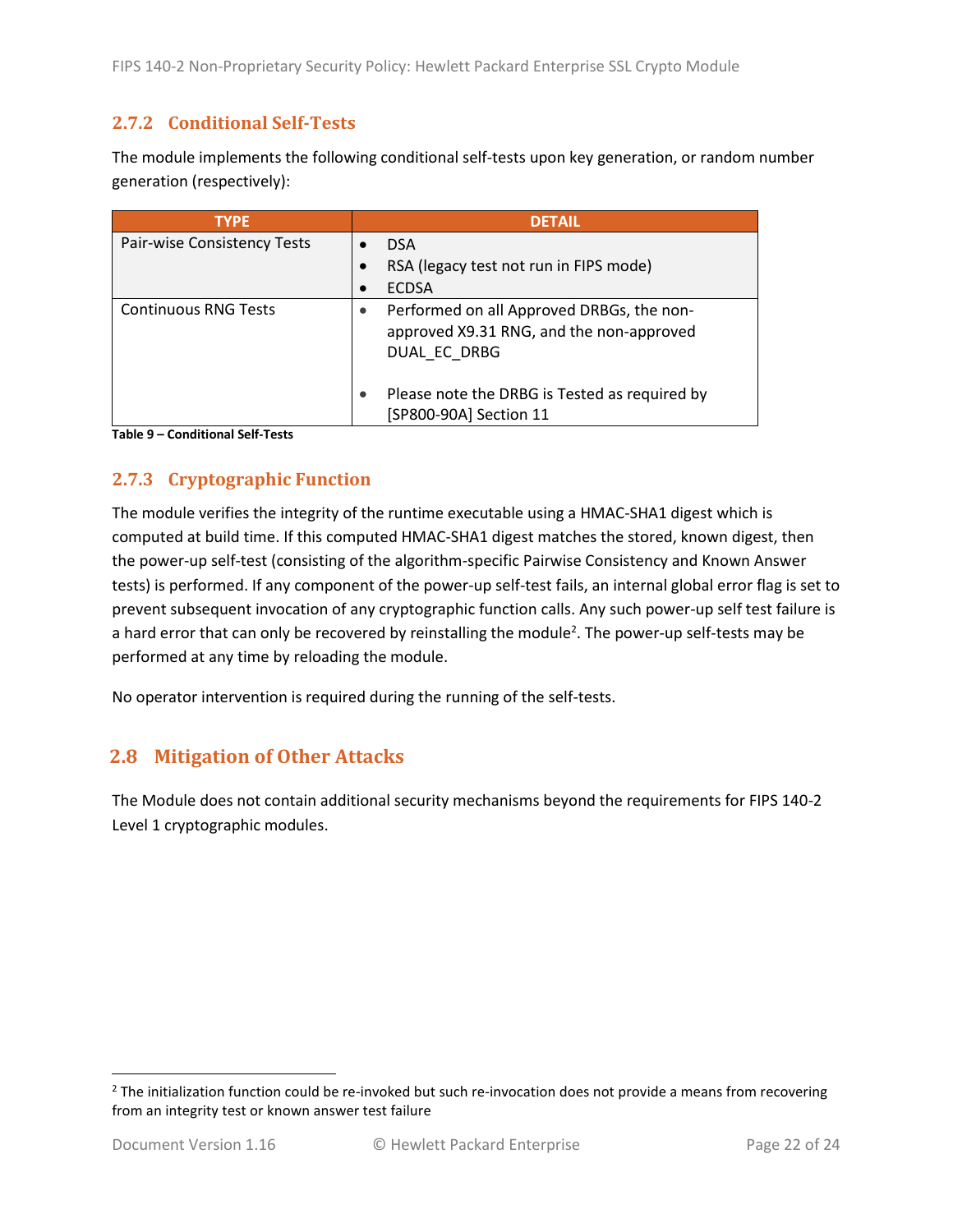### 2.7.2 Conditional Self-Tests

The module implements the following conditional self-tests upon key generation, or random number generation (respectively):

| TYPE | DETAIL |
|---|---|
| Pair-wise Consistency Tests | • DSA<br>• RSA (legacy test not run in FIPS mode)<br>• ECDSA |
| Continuous RNG Tests | • Performed on all Approved DRBGs, the non-approved X9.31 RNG, and the non-approved DUAL_EC_DRBG<br>• Please note the DRBG is Tested as required by [SP800-90A] Section 11 |

**Table 9 – Conditional Self-Tests**

### 2.7.3 Cryptographic Function

The module verifies the integrity of the runtime executable using a HMAC-SHA1 digest which is computed at build time. If this computed HMAC-SHA1 digest matches the stored, known digest, then the power-up self-test (consisting of the algorithm-specific Pairwise Consistency and Known Answer tests) is performed. If any component of the power-up self-test fails, an internal global error flag is set to prevent subsequent invocation of any cryptographic function calls. Any such power-up self test failure is a hard error that can only be recovered by reinstalling the module[2]. The power-up self-tests may be performed at any time by reloading the module.

No operator intervention is required during the running of the self-tests.

## 2.8 Mitigation of Other Attacks

The Module does not contain additional security mechanisms beyond the requirements for FIPS 140-2 Level 1 cryptographic modules.

[2] The initialization function could be re-invoked but such re-invocation does not provide a means from recovering from an integrity test or known answer test failure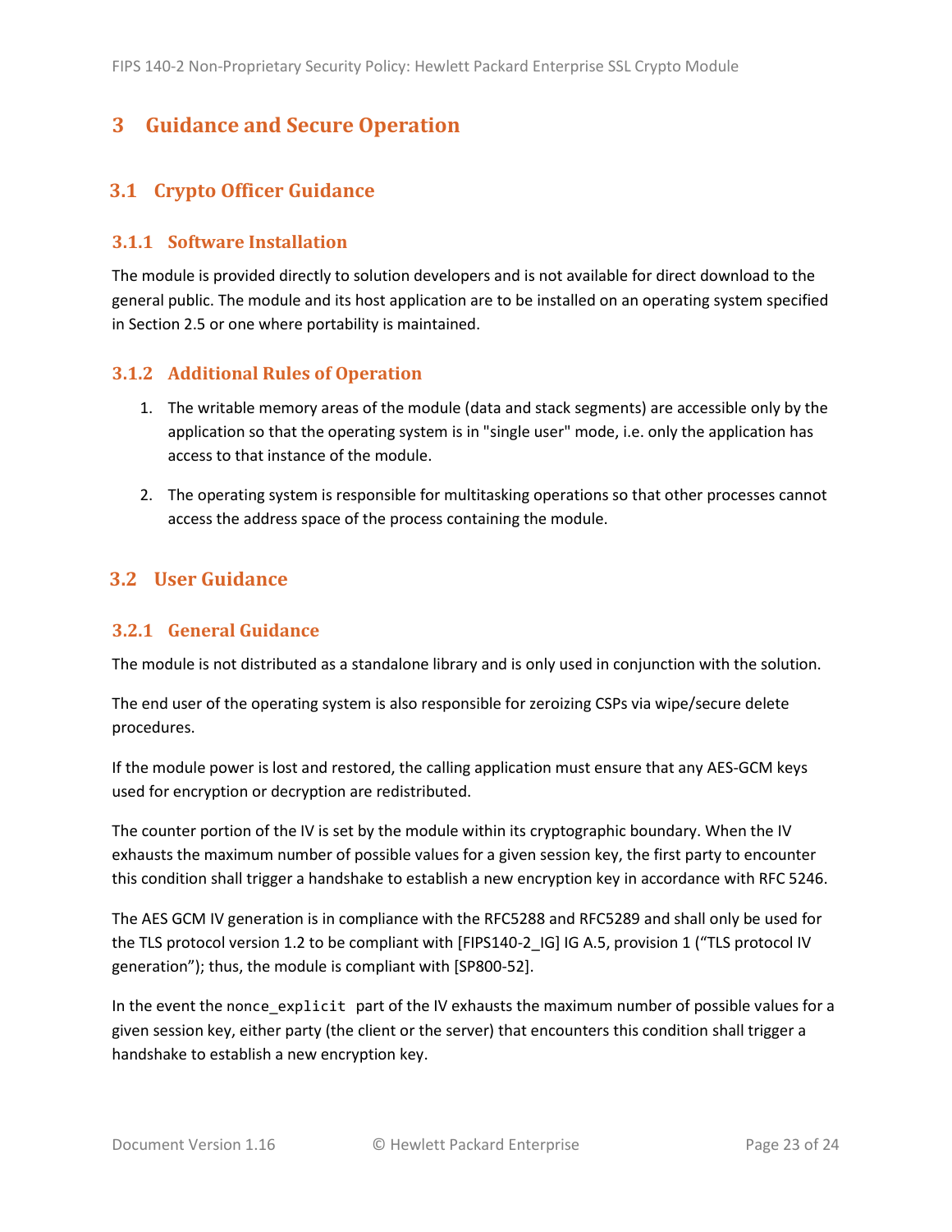# 3 Guidance and Secure Operation

## 3.1 Crypto Officer Guidance

### 3.1.1 Software Installation

The module is provided directly to solution developers and is not available for direct download to the general public. The module and its host application are to be installed on an operating system specified in Section 2.5 or one where portability is maintained.

### 3.1.2 Additional Rules of Operation

1. The writable memory areas of the module (data and stack segments) are accessible only by the application so that the operating system is in "single user" mode, i.e. only the application has access to that instance of the module.

2. The operating system is responsible for multitasking operations so that other processes cannot access the address space of the process containing the module.

## 3.2 User Guidance

### 3.2.1 General Guidance

The module is not distributed as a standalone library and is only used in conjunction with the solution.

The end user of the operating system is also responsible for zeroizing CSPs via wipe/secure delete procedures.

If the module power is lost and restored, the calling application must ensure that any AES-GCM keys used for encryption or decryption are redistributed.

The counter portion of the IV is set by the module within its cryptographic boundary. When the IV exhausts the maximum number of possible values for a given session key, the first party to encounter this condition shall trigger a handshake to establish a new encryption key in accordance with RFC 5246.

The AES GCM IV generation is in compliance with the RFC5288 and RFC5289 and shall only be used for the TLS protocol version 1.2 to be compliant with [FIPS140-2_IG] IG A.5, provision 1 ("TLS protocol IV generation"); thus, the module is compliant with [SP800-52].

In the event the `nonce_explicit` part of the IV exhausts the maximum number of possible values for a given session key, either party (the client or the server) that encounters this condition shall trigger a handshake to establish a new encryption key.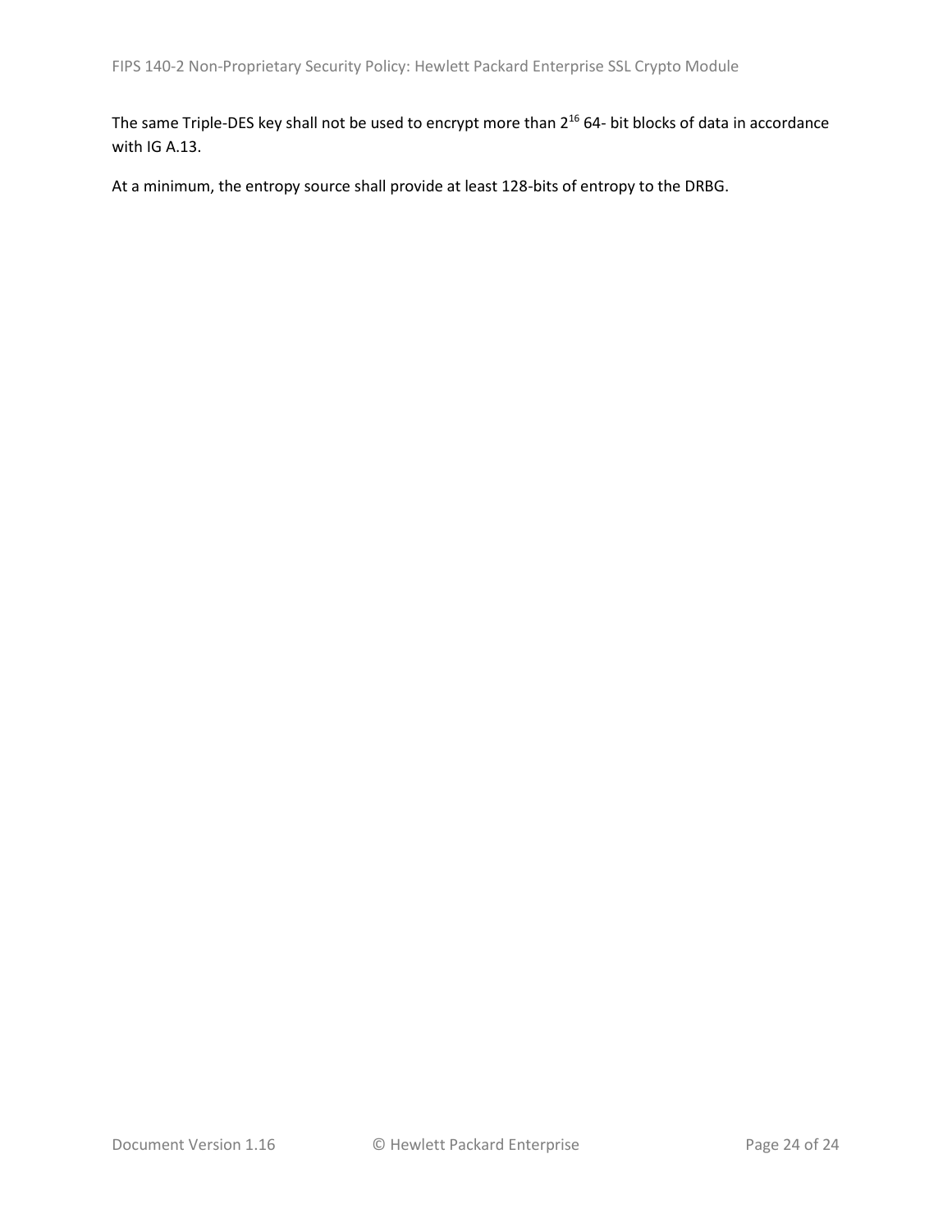The same Triple-DES key shall not be used to encrypt more than $2^{16}$ 64- bit blocks of data in accordance with IG A.13.

At a minimum, the entropy source shall provide at least 128-bits of entropy to the DRBG.